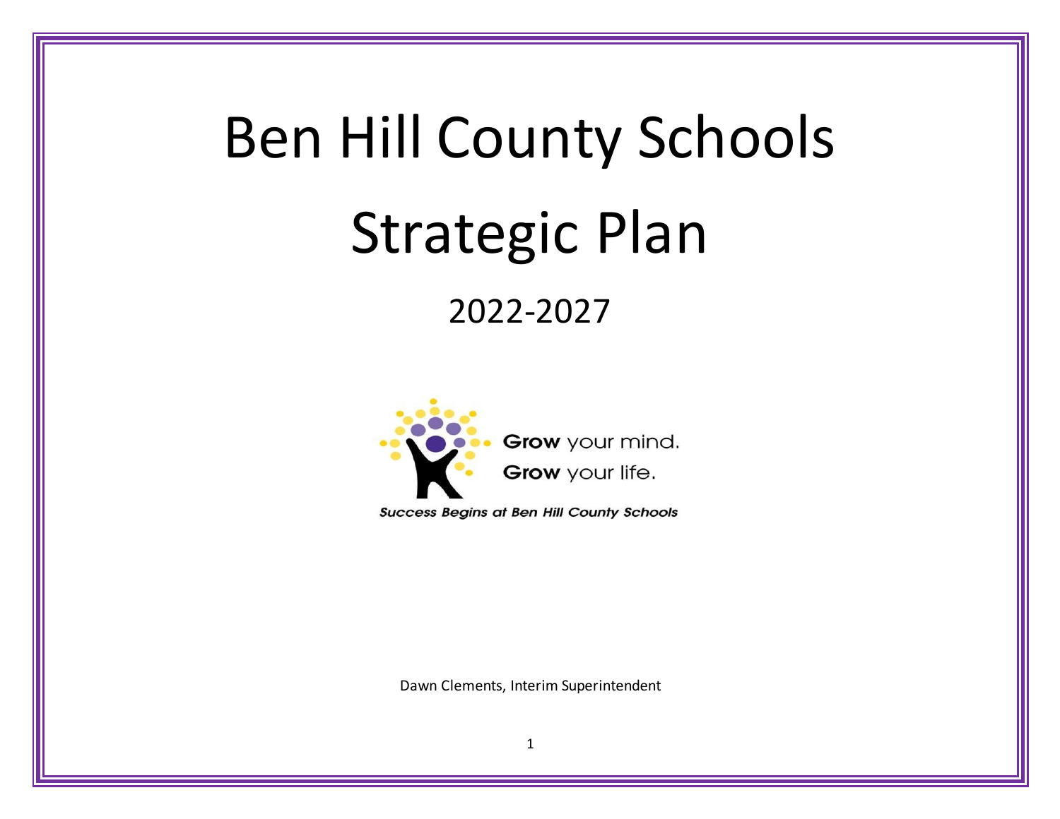# Ben Hill County Schools

# Strategic Plan

## 2022-2027

**Grow** your mind.
**Grow** your life.

***Success Begins at Ben Hill County Schools***

Dawn Clements, Interim Superintendent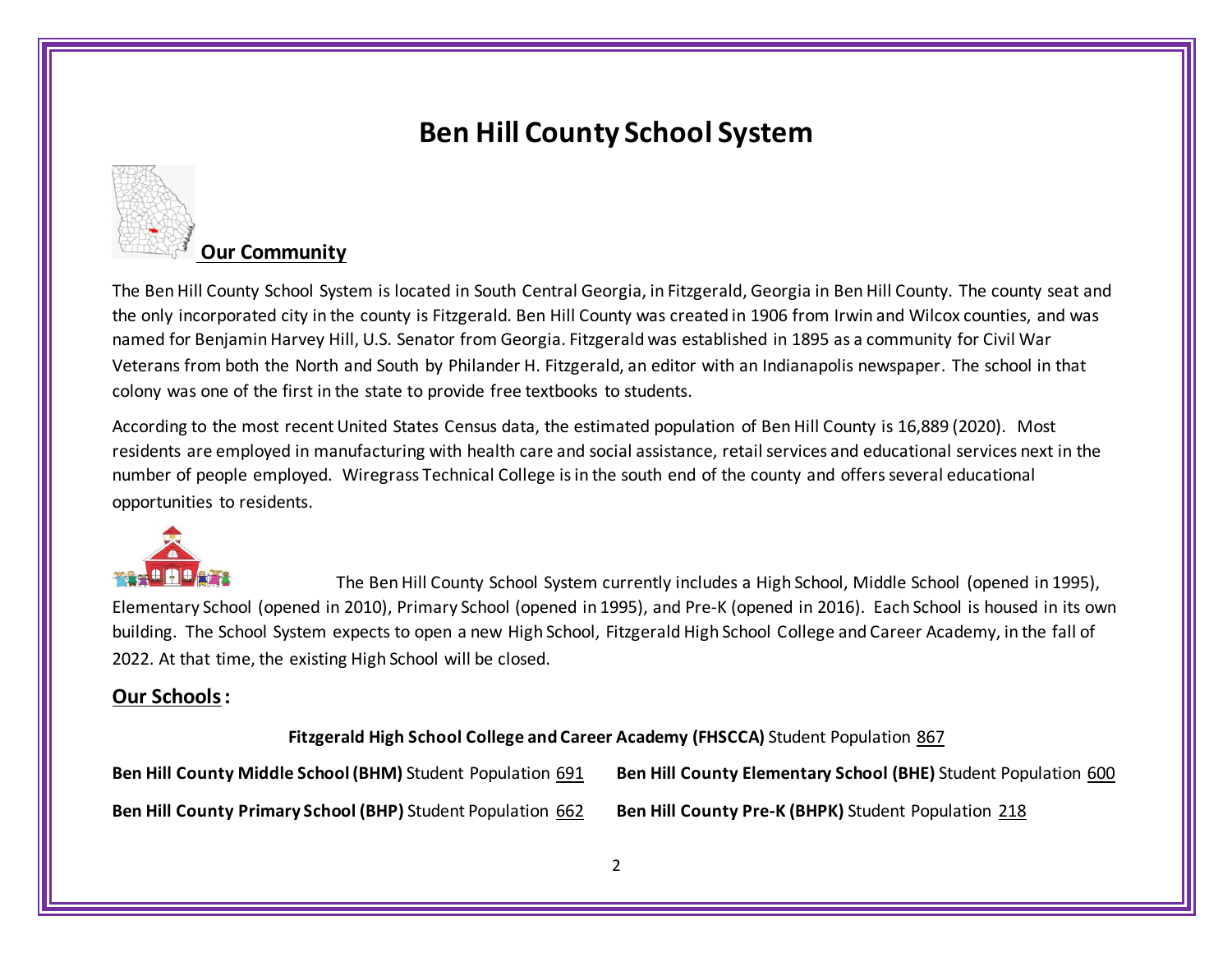# Ben Hill County School System

## Our Community

The Ben Hill County School System is located in South Central Georgia, in Fitzgerald, Georgia in Ben Hill County. The county seat and the only incorporated city in the county is Fitzgerald. Ben Hill County was created in 1906 from Irwin and Wilcox counties, and was named for Benjamin Harvey Hill, U.S. Senator from Georgia. Fitzgerald was established in 1895 as a community for Civil War Veterans from both the North and South by Philander H. Fitzgerald, an editor with an Indianapolis newspaper. The school in that colony was one of the first in the state to provide free textbooks to students.

According to the most recent United States Census data, the estimated population of Ben Hill County is 16,889 (2020). Most residents are employed in manufacturing with health care and social assistance, retail services and educational services next in the number of people employed. Wiregrass Technical College is in the south end of the county and offers several educational opportunities to residents.

The Ben Hill County School System currently includes a High School, Middle School (opened in 1995), Elementary School (opened in 2010), Primary School (opened in 1995), and Pre-K (opened in 2016). Each School is housed in its own building. The School System expects to open a new High School, Fitzgerald High School College and Career Academy, in the fall of 2022. At that time, the existing High School will be closed.

## Our Schools:

**Fitzgerald High School College and Career Academy (FHSCCA)** Student Population 867

**Ben Hill County Middle School (BHM)** Student Population 691

**Ben Hill County Elementary School (BHE)** Student Population 600

**Ben Hill County Primary School (BHP)** Student Population 662

**Ben Hill County Pre-K (BHPK)** Student Population 218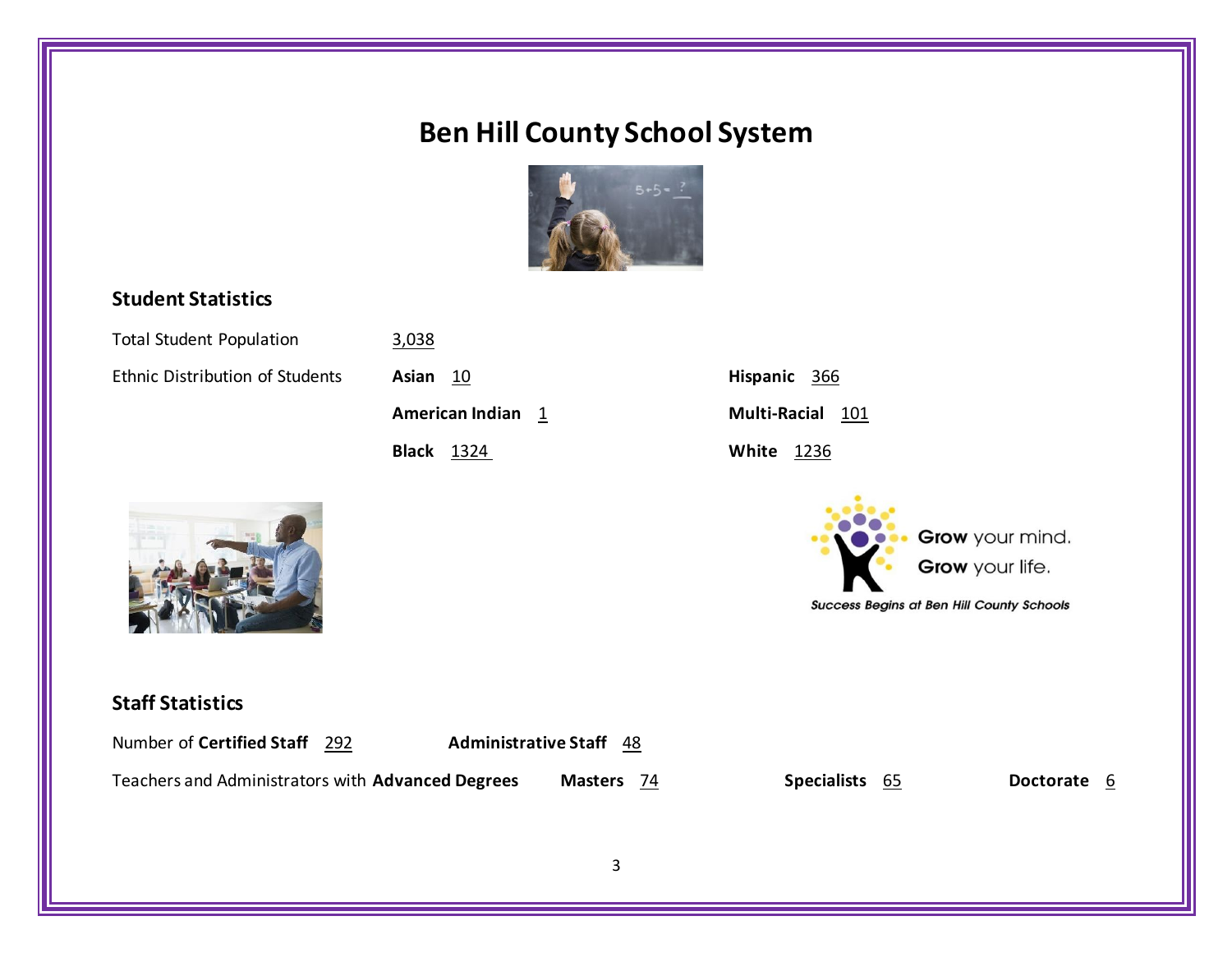# Ben Hill County School System

## Student Statistics

Total Student Population 3,038

Ethnic Distribution of Students

| | |
|---|---|
| **Asian** 10 | **Hispanic** 366 |
| **American Indian** 1 | **Multi-Racial** 101 |
| **Black** 1324 | **White** 1236 |

Grow your mind.
Grow your life.
*Success Begins at Ben Hill County Schools*

## Staff Statistics

Number of **Certified Staff** 292 **Administrative Staff** 48

Teachers and Administrators with **Advanced Degrees** **Masters** 74 **Specialists** 65 **Doctorate** 6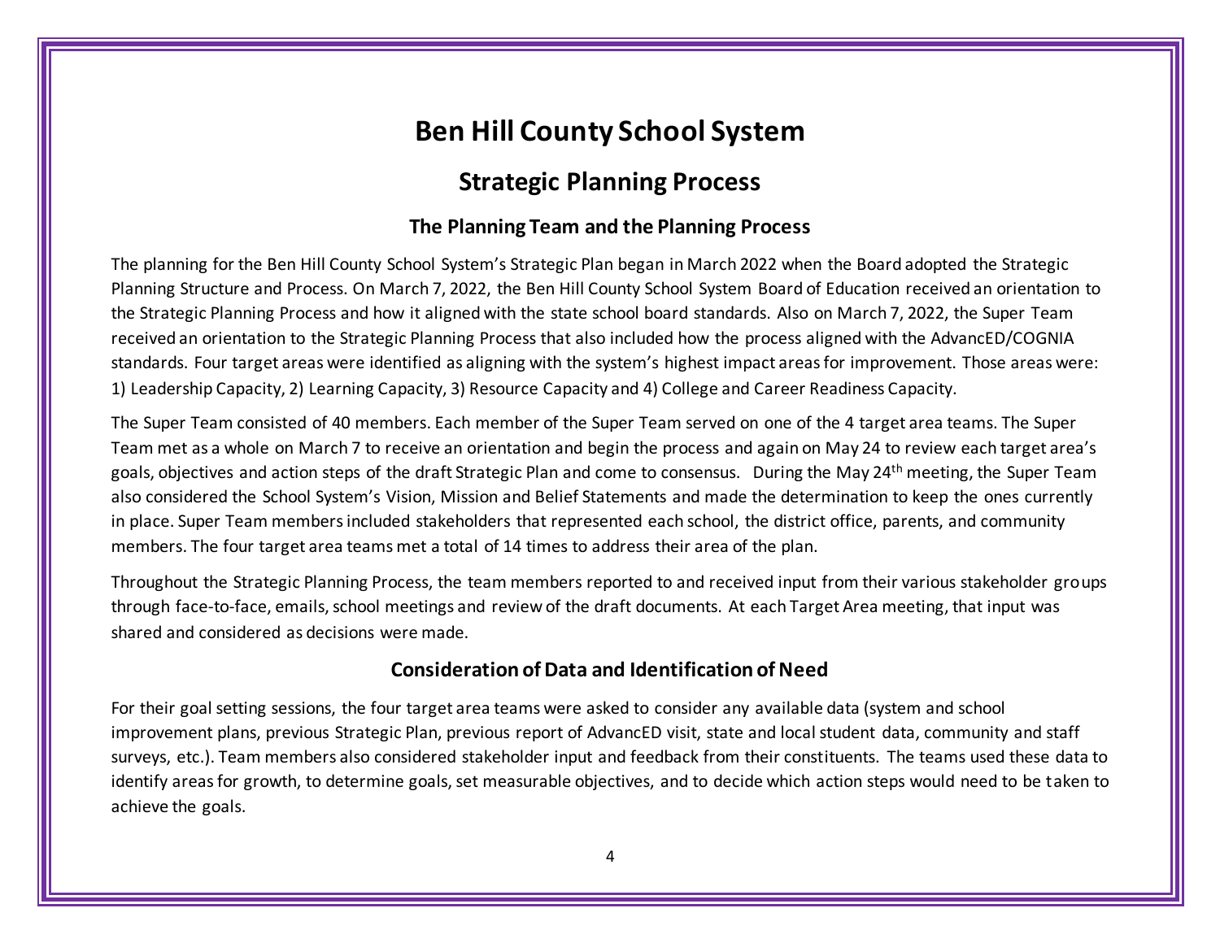# Ben Hill County School System

## Strategic Planning Process

### The Planning Team and the Planning Process

The planning for the Ben Hill County School System's Strategic Plan began in March 2022 when the Board adopted the Strategic Planning Structure and Process. On March 7, 2022, the Ben Hill County School System Board of Education received an orientation to the Strategic Planning Process and how it aligned with the state school board standards. Also on March 7, 2022, the Super Team received an orientation to the Strategic Planning Process that also included how the process aligned with the AdvancED/COGNIA standards. Four target areas were identified as aligning with the system's highest impact areas for improvement. Those areas were: 1) Leadership Capacity, 2) Learning Capacity, 3) Resource Capacity and 4) College and Career Readiness Capacity.

The Super Team consisted of 40 members. Each member of the Super Team served on one of the 4 target area teams. The Super Team met as a whole on March 7 to receive an orientation and begin the process and again on May 24 to review each target area's goals, objectives and action steps of the draft Strategic Plan and come to consensus. During the May 24th meeting, the Super Team also considered the School System's Vision, Mission and Belief Statements and made the determination to keep the ones currently in place. Super Team members included stakeholders that represented each school, the district office, parents, and community members. The four target area teams met a total of 14 times to address their area of the plan.

Throughout the Strategic Planning Process, the team members reported to and received input from their various stakeholder groups through face-to-face, emails, school meetings and review of the draft documents. At each Target Area meeting, that input was shared and considered as decisions were made.

### Consideration of Data and Identification of Need

For their goal setting sessions, the four target area teams were asked to consider any available data (system and school improvement plans, previous Strategic Plan, previous report of AdvancED visit, state and local student data, community and staff surveys, etc.). Team members also considered stakeholder input and feedback from their constituents. The teams used these data to identify areas for growth, to determine goals, set measurable objectives, and to decide which action steps would need to be taken to achieve the goals.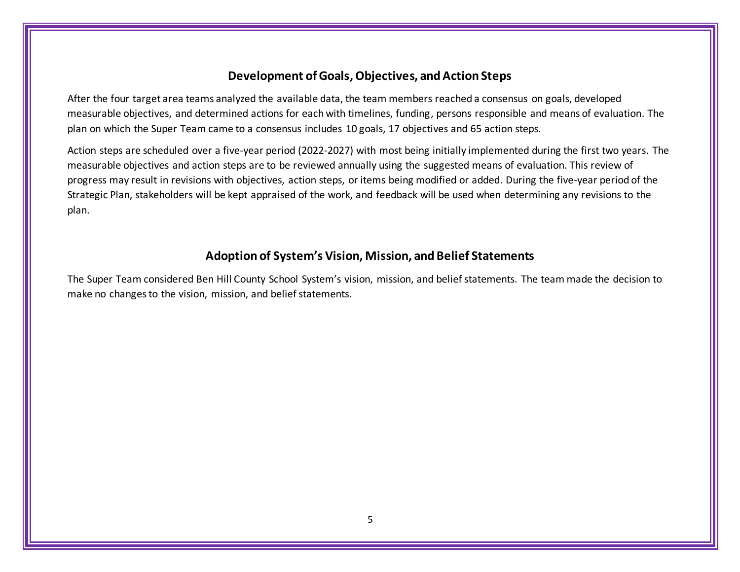## Development of Goals, Objectives, and Action Steps

After the four target area teams analyzed the available data, the team members reached a consensus on goals, developed measurable objectives, and determined actions for each with timelines, funding, persons responsible and means of evaluation. The plan on which the Super Team came to a consensus includes 10 goals, 17 objectives and 65 action steps.

Action steps are scheduled over a five-year period (2022-2027) with most being initially implemented during the first two years. The measurable objectives and action steps are to be reviewed annually using the suggested means of evaluation. This review of progress may result in revisions with objectives, action steps, or items being modified or added. During the five-year period of the Strategic Plan, stakeholders will be kept appraised of the work, and feedback will be used when determining any revisions to the plan.

## Adoption of System's Vision, Mission, and Belief Statements

The Super Team considered Ben Hill County School System's vision, mission, and belief statements. The team made the decision to make no changes to the vision, mission, and belief statements.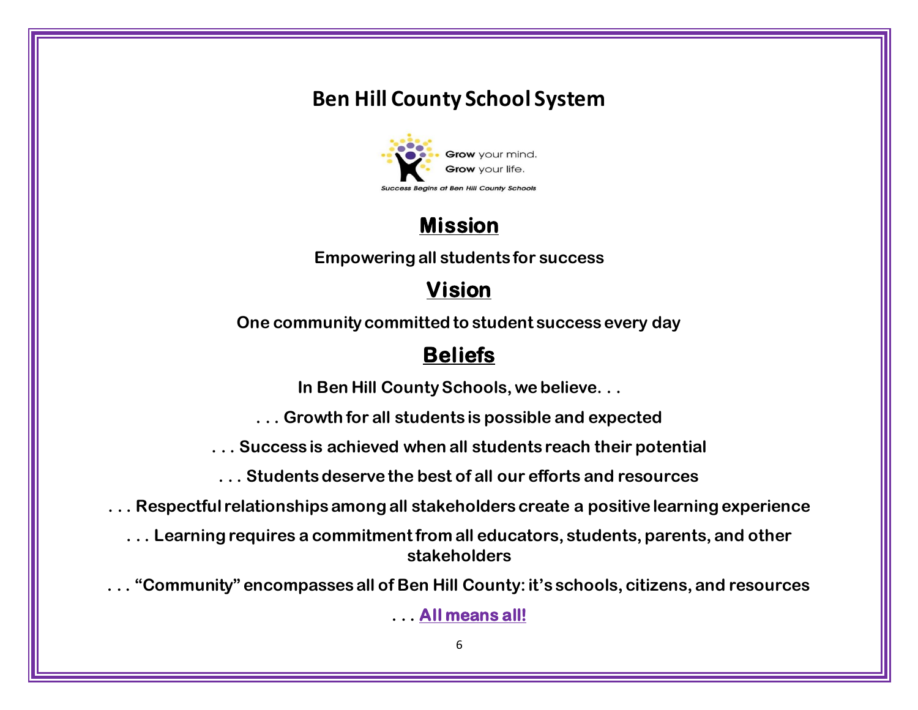# Ben Hill County School System

Grow your mind.
Grow your life.

*Success Begins at Ben Hill County Schools*

## Mission

**Empowering all students for success**

## Vision

**One community committed to student success every day**

## Beliefs

**In Ben Hill County Schools, we believe. . .**

**. . . Growth for all students is possible and expected**

**. . . Success is achieved when all students reach their potential**

**. . . Students deserve the best of all our efforts and resources**

**. . . Respectful relationships among all stakeholders create a positive learning experience**

**. . . Learning requires a commitment from all educators, students, parents, and other stakeholders**

**. . . "Community" encompasses all of Ben Hill County: it's schools, citizens, and resources**

**. . . All means all!**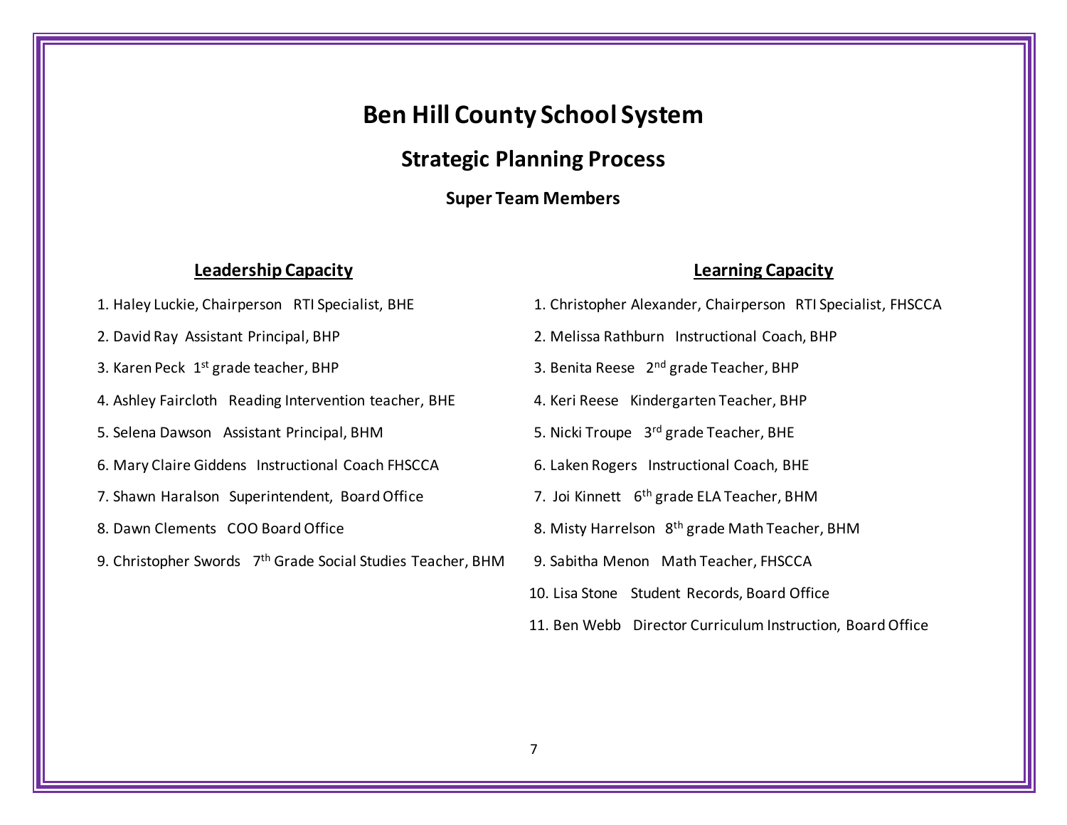# Ben Hill County School System

## Strategic Planning Process

### Super Team Members

**Leadership Capacity**

1. Haley Luckie, Chairperson RTI Specialist, BHE
2. David Ray Assistant Principal, BHP
3. Karen Peck 1st grade teacher, BHP
4. Ashley Faircloth Reading Intervention teacher, BHE
5. Selena Dawson Assistant Principal, BHM
6. Mary Claire Giddens Instructional Coach FHSCCA
7. Shawn Haralson Superintendent, Board Office
8. Dawn Clements COO Board Office
9. Christopher Swords 7th Grade Social Studies Teacher, BHM

**Learning Capacity**

1. Christopher Alexander, Chairperson RTI Specialist, FHSCCA
2. Melissa Rathburn Instructional Coach, BHP
3. Benita Reese 2nd grade Teacher, BHP
4. Keri Reese Kindergarten Teacher, BHP
5. Nicki Troupe 3rd grade Teacher, BHE
6. Laken Rogers Instructional Coach, BHE
7. Joi Kinnett 6th grade ELA Teacher, BHM
8. Misty Harrelson 8th grade Math Teacher, BHM
9. Sabitha Menon Math Teacher, FHSCCA
10. Lisa Stone Student Records, Board Office
11. Ben Webb Director Curriculum Instruction, Board Office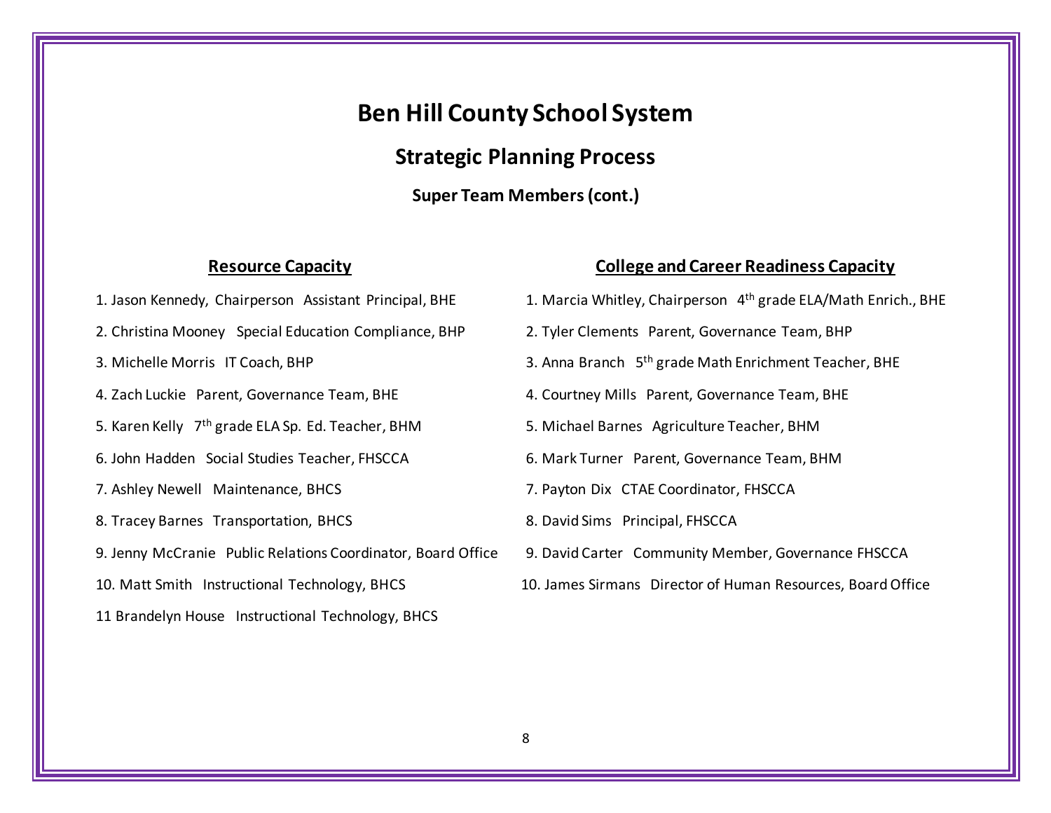# Ben Hill County School System

## Strategic Planning Process

### Super Team Members (cont.)

#### Resource Capacity

1. Jason Kennedy, Chairperson   Assistant Principal, BHE
2. Christina Mooney   Special Education Compliance, BHP
3. Michelle Morris   IT Coach, BHP
4. Zach Luckie   Parent, Governance Team, BHE
5. Karen Kelly   7th grade ELA Sp. Ed. Teacher, BHM
6. John Hadden   Social Studies Teacher, FHSCCA
7. Ashley Newell   Maintenance, BHCS
8. Tracey Barnes   Transportation, BHCS
9. Jenny McCranie   Public Relations Coordinator, Board Office
10. Matt Smith   Instructional Technology, BHCS
11 Brandelyn House   Instructional Technology, BHCS

#### College and Career Readiness Capacity

1. Marcia Whitley, Chairperson   4th grade ELA/Math Enrich., BHE
2. Tyler Clements   Parent, Governance Team, BHP
3. Anna Branch   5th grade Math Enrichment Teacher, BHE
4. Courtney Mills   Parent, Governance Team, BHE
5. Michael Barnes   Agriculture Teacher, BHM
6. Mark Turner   Parent, Governance Team, BHM
7. Payton Dix   CTAE Coordinator, FHSCCA
8. David Sims   Principal, FHSCCA
9. David Carter   Community Member, Governance FHSCCA
10. James Sirmans   Director of Human Resources, Board Office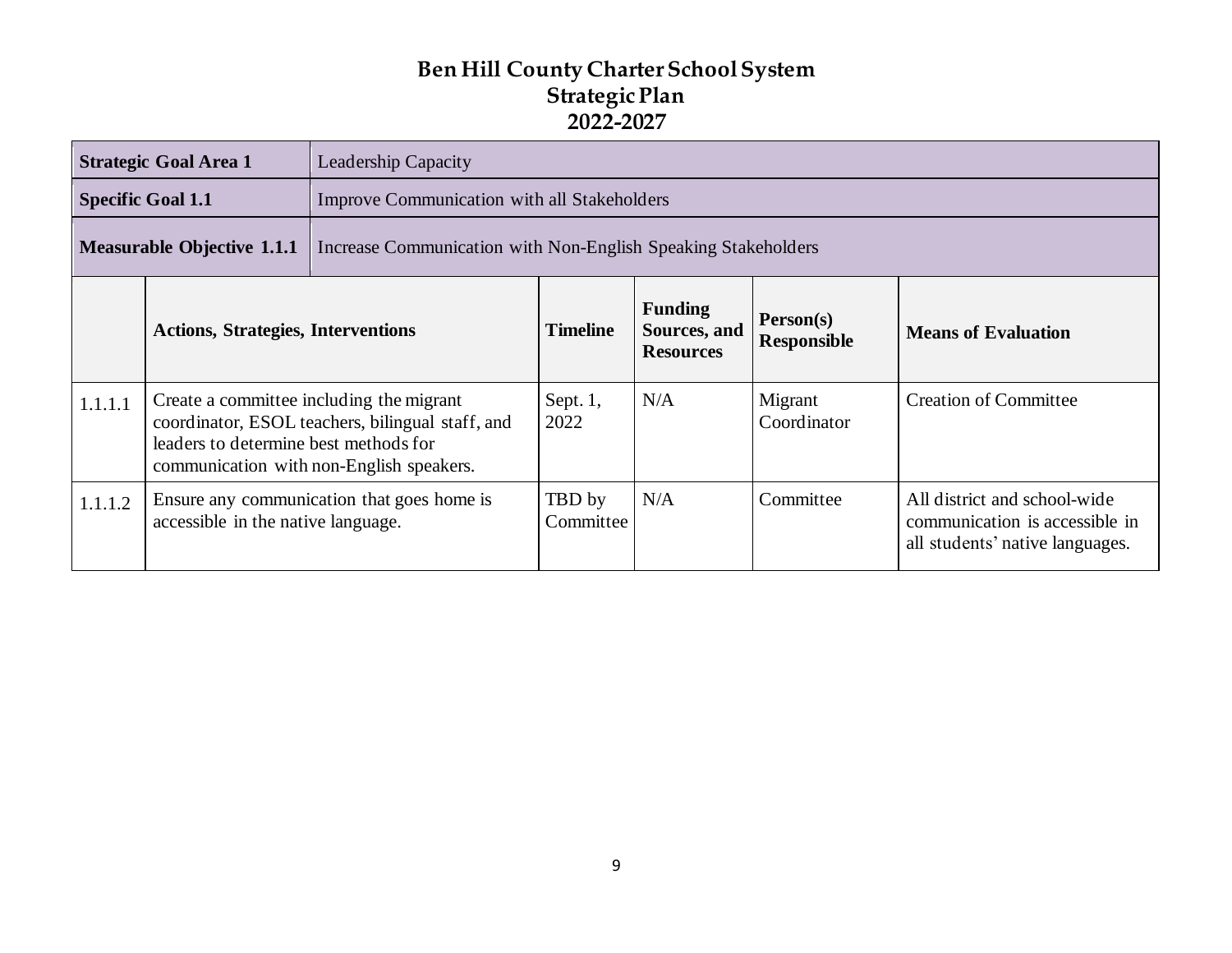# Ben Hill County Charter School System
## Strategic Plan
## 2022-2027

| **Strategic Goal Area 1** | Leadership Capacity | | | | |
|---|---|---|---|---|---|
| **Specific Goal 1.1** | Improve Communication with all Stakeholders | | | | |
| **Measurable Objective 1.1.1** | Increase Communication with Non-English Speaking Stakeholders | | | | |

| | **Actions, Strategies, Interventions** | **Timeline** | **Funding Sources, and Resources** | **Person(s) Responsible** | **Means of Evaluation** |
|---|---|---|---|---|---|
| 1.1.1.1 | Create a committee including the migrant coordinator, ESOL teachers, bilingual staff, and leaders to determine best methods for communication with non-English speakers. | Sept. 1, 2022 | N/A | Migrant Coordinator | Creation of Committee |
| 1.1.1.2 | Ensure any communication that goes home is accessible in the native language. | TBD by Committee | N/A | Committee | All district and school-wide communication is accessible in all students' native languages. |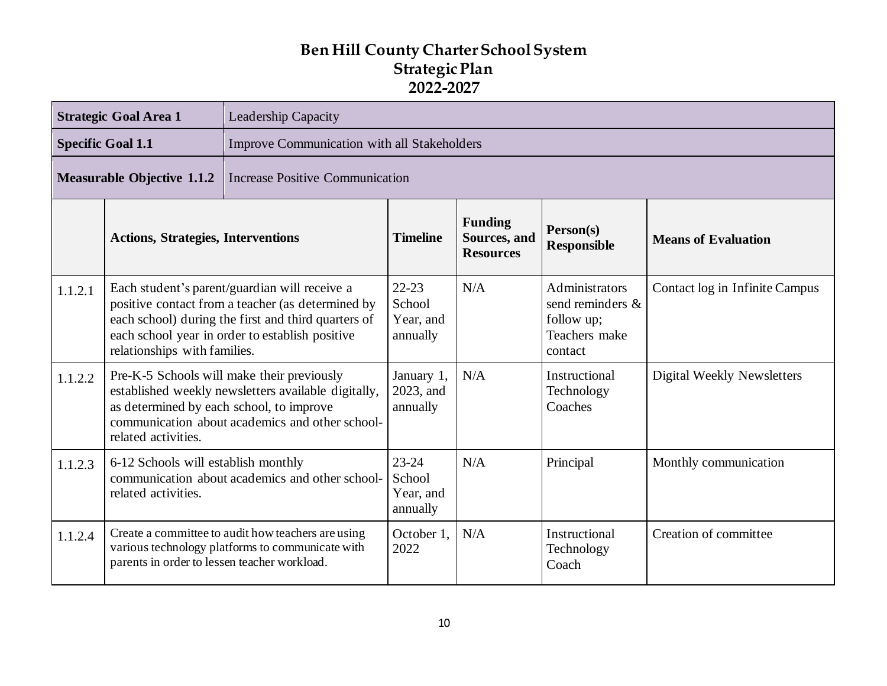# Ben Hill County Charter School System
## Strategic Plan
## 2022-2027

| **Strategic Goal Area 1** | Leadership Capacity | | | | |
|---|---|---|---|---|---|
| **Specific Goal 1.1** | Improve Communication with all Stakeholders | | | | |
| **Measurable Objective 1.1.2** | Increase Positive Communication | | | | |
| | **Actions, Strategies, Interventions** | **Timeline** | **Funding Sources, and Resources** | **Person(s) Responsible** | **Means of Evaluation** |
| 1.1.2.1 | Each student's parent/guardian will receive a positive contact from a teacher (as determined by each school) during the first and third quarters of each school year in order to establish positive relationships with families. | 22-23 School Year, and annually | N/A | Administrators send reminders & follow up; Teachers make contact | Contact log in Infinite Campus |
| 1.1.2.2 | Pre-K-5 Schools will make their previously established weekly newsletters available digitally, as determined by each school, to improve communication about academics and other school-related activities. | January 1, 2023, and annually | N/A | Instructional Technology Coaches | Digital Weekly Newsletters |
| 1.1.2.3 | 6-12 Schools will establish monthly communication about academics and other school-related activities. | 23-24 School Year, and annually | N/A | Principal | Monthly communication |
| 1.1.2.4 | Create a committee to audit how teachers are using various technology platforms to communicate with parents in order to lessen teacher workload. | October 1, 2022 | N/A | Instructional Technology Coach | Creation of committee |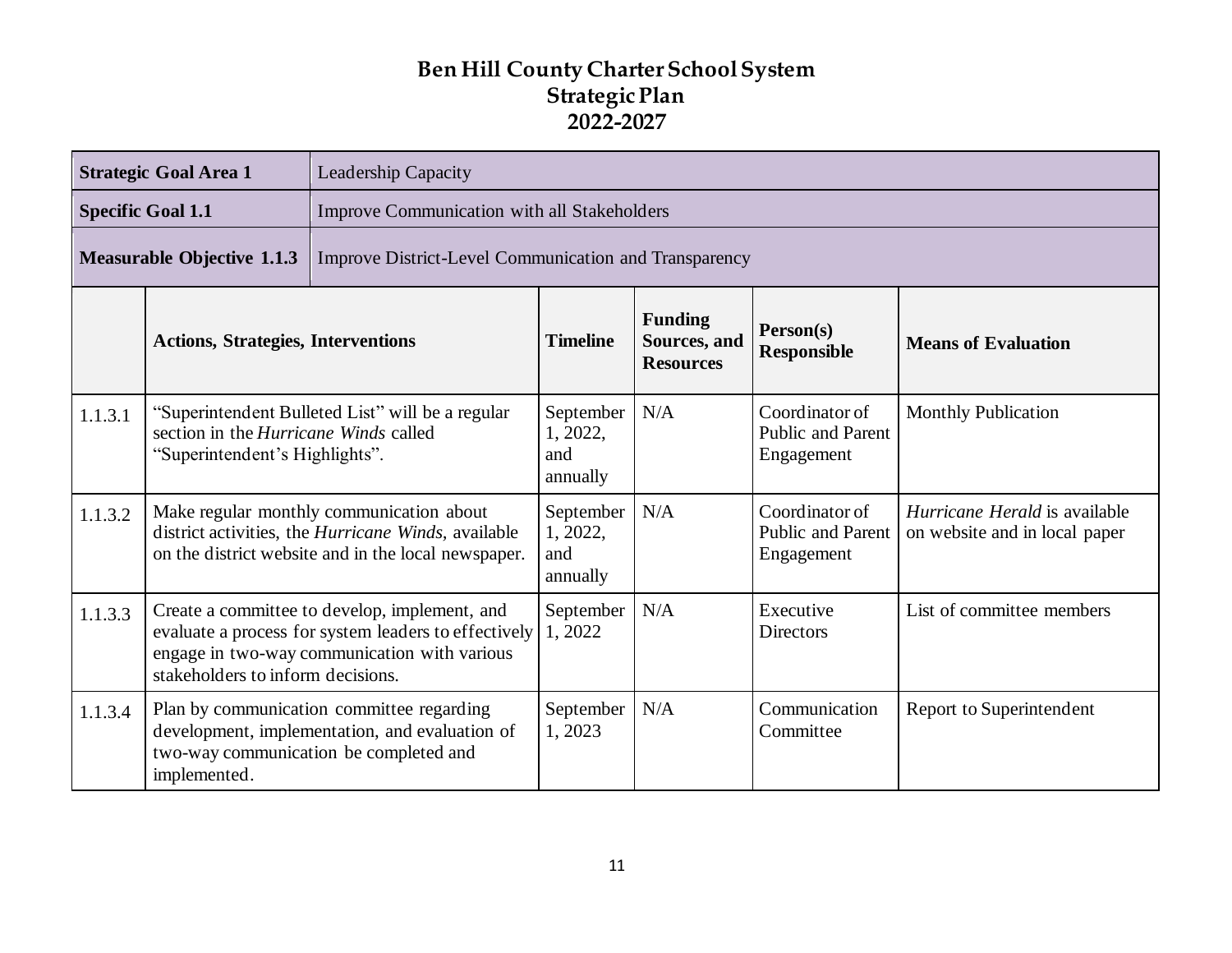# Ben Hill County Charter School System
## Strategic Plan
## 2022-2027

| **Strategic Goal Area 1** | Leadership Capacity | | | | |
|---|---|---|---|---|---|
| **Specific Goal 1.1** | Improve Communication with all Stakeholders | | | | |
| **Measurable Objective 1.1.3** | Improve District-Level Communication and Transparency | | | | |

| | **Actions, Strategies, Interventions** | **Timeline** | **Funding Sources, and Resources** | **Person(s) Responsible** | **Means of Evaluation** |
|---|---|---|---|---|---|
| 1.1.3.1 | "Superintendent Bulleted List" will be a regular section in the *Hurricane Winds* called "Superintendent's Highlights". | September 1, 2022, and annually | N/A | Coordinator of Public and Parent Engagement | Monthly Publication |
| 1.1.3.2 | Make regular monthly communication about district activities, the *Hurricane Winds,* available on the district website and in the local newspaper. | September 1, 2022, and annually | N/A | Coordinator of Public and Parent Engagement | *Hurricane Herald* is available on website and in local paper |
| 1.1.3.3 | Create a committee to develop, implement, and evaluate a process for system leaders to effectively engage in two-way communication with various stakeholders to inform decisions. | September 1, 2022 | N/A | Executive Directors | List of committee members |
| 1.1.3.4 | Plan by communication committee regarding development, implementation, and evaluation of two-way communication be completed and implemented. | September 1, 2023 | N/A | Communication Committee | Report to Superintendent |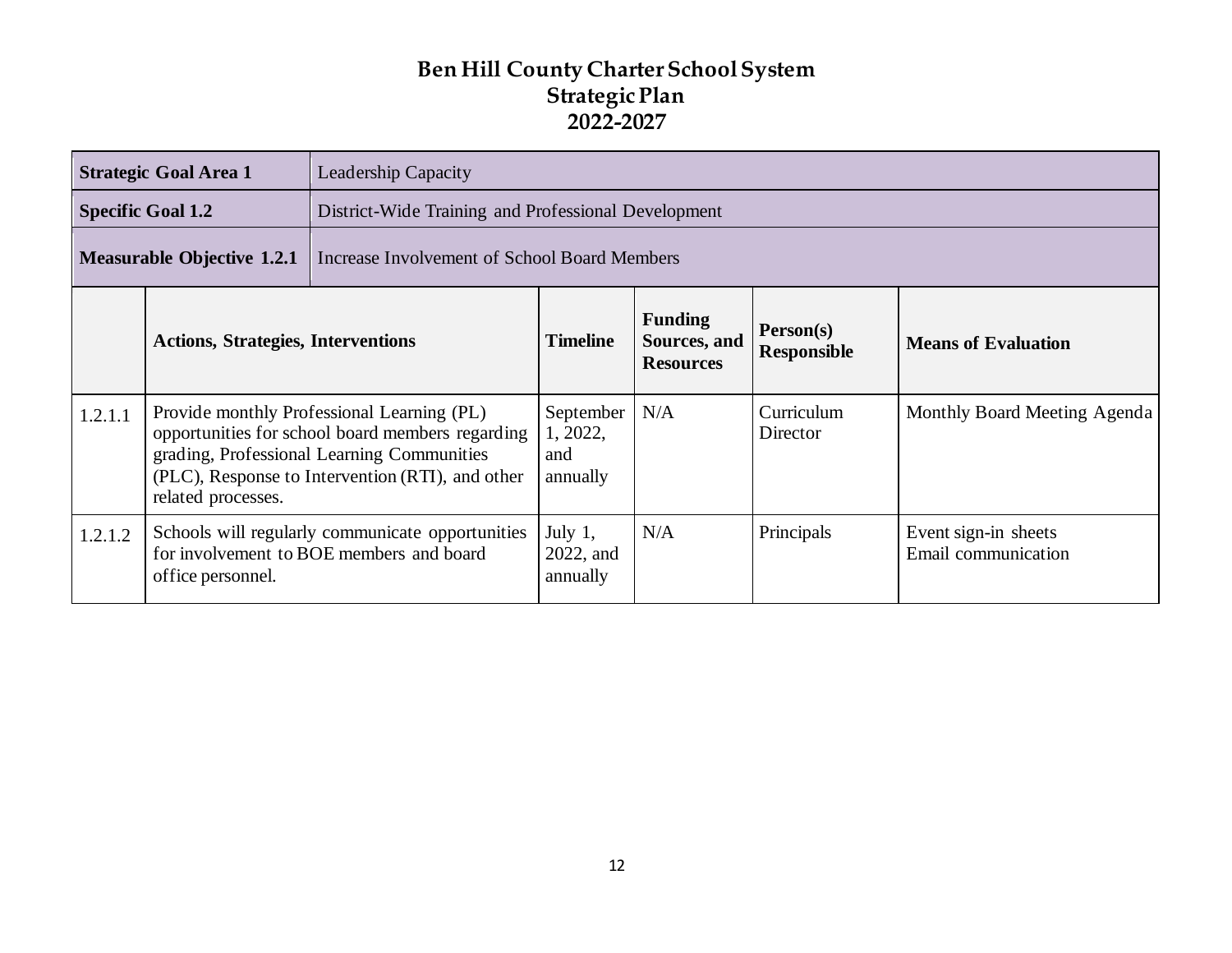# Ben Hill County Charter School System
## Strategic Plan
## 2022-2027

| **Strategic Goal Area 1** | Leadership Capacity | | | | |
|---|---|---|---|---|---|
| **Specific Goal 1.2** | District-Wide Training and Professional Development | | | | |
| **Measurable Objective 1.2.1** | Increase Involvement of School Board Members | | | | |
| | **Actions, Strategies, Interventions** | **Timeline** | **Funding Sources, and Resources** | **Person(s) Responsible** | **Means of Evaluation** |
| 1.2.1.1 | Provide monthly Professional Learning (PL) opportunities for school board members regarding grading, Professional Learning Communities (PLC), Response to Intervention (RTI), and other related processes. | September 1, 2022, and annually | N/A | Curriculum Director | Monthly Board Meeting Agenda |
| 1.2.1.2 | Schools will regularly communicate opportunities for involvement to BOE members and board office personnel. | July 1, 2022, and annually | N/A | Principals | Event sign-in sheets<br>Email communication |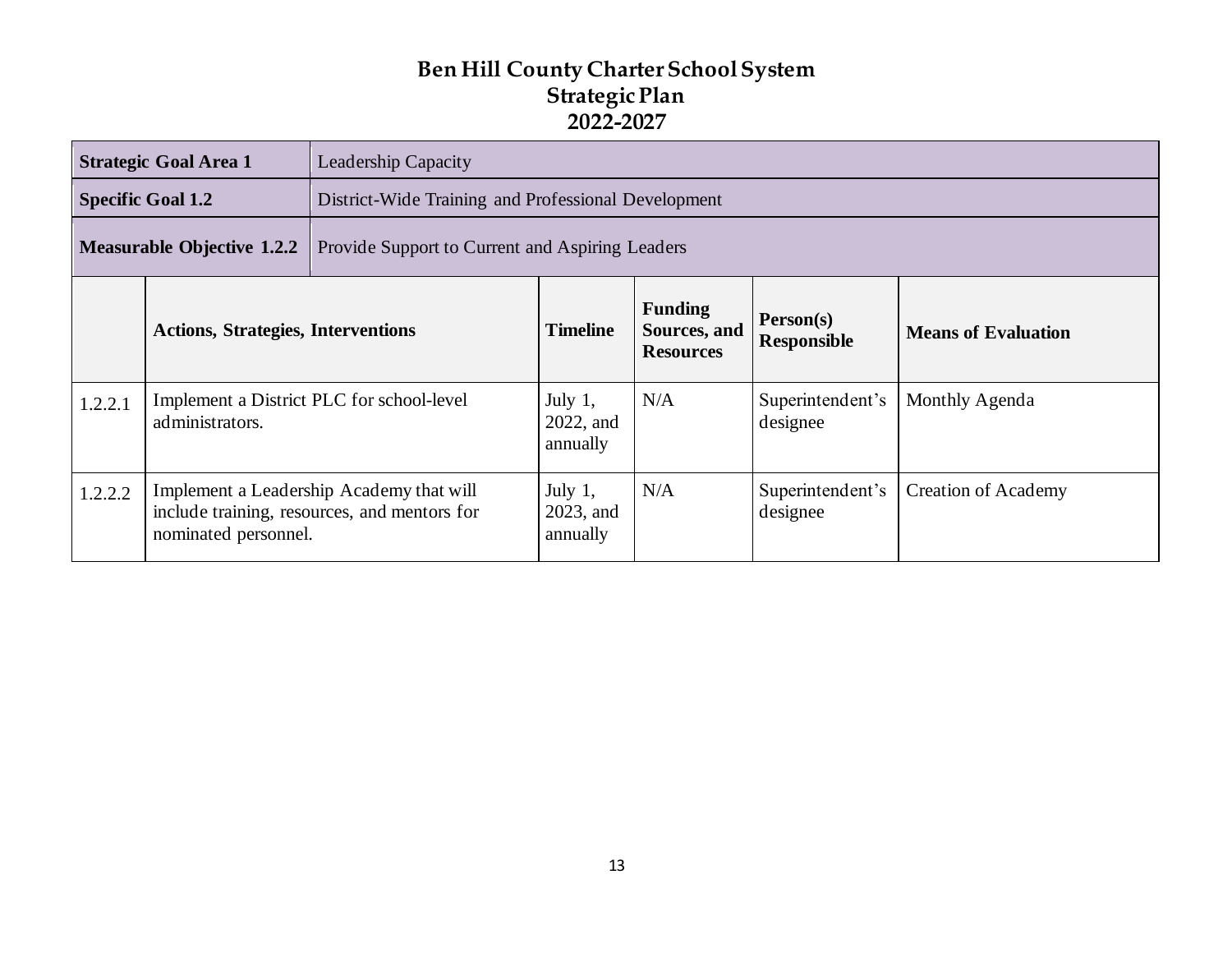# Ben Hill County Charter School System
## Strategic Plan
## 2022-2027

| **Strategic Goal Area 1** | Leadership Capacity | | | | |
|---|---|---|---|---|---|
| **Specific Goal 1.2** | District-Wide Training and Professional Development | | | | |
| **Measurable Objective 1.2.2** | Provide Support to Current and Aspiring Leaders | | | | |

| | **Actions, Strategies, Interventions** | **Timeline** | **Funding Sources, and Resources** | **Person(s) Responsible** | **Means of Evaluation** |
|---|---|---|---|---|---|
| 1.2.2.1 | Implement a District PLC for school-level administrators. | July 1, 2022, and annually | N/A | Superintendent's designee | Monthly Agenda |
| 1.2.2.2 | Implement a Leadership Academy that will include training, resources, and mentors for nominated personnel. | July 1, 2023, and annually | N/A | Superintendent's designee | Creation of Academy |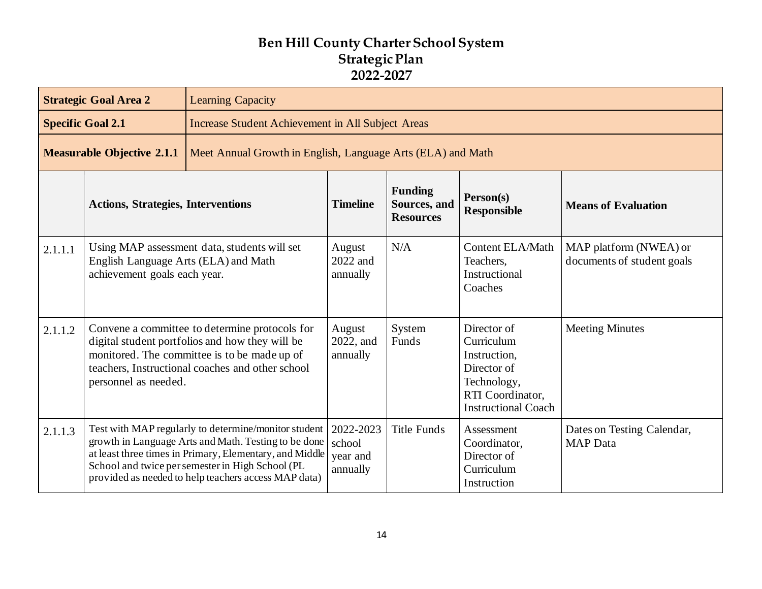# Ben Hill County Charter School System
## Strategic Plan
## 2022-2027

| **Strategic Goal Area 2** | Learning Capacity | | | | |
|---|---|---|---|---|---|
| **Specific Goal 2.1** | Increase Student Achievement in All Subject Areas | | | | |
| **Measurable Objective 2.1.1** | Meet Annual Growth in English, Language Arts (ELA) and Math | | | | |

| | **Actions, Strategies, Interventions** | **Timeline** | **Funding Sources, and Resources** | **Person(s) Responsible** | **Means of Evaluation** |
|---|---|---|---|---|---|
| 2.1.1.1 | Using MAP assessment data, students will set English Language Arts (ELA) and Math achievement goals each year. | August 2022 and annually | N/A | Content ELA/Math Teachers, Instructional Coaches | MAP platform (NWEA) or documents of student goals |
| 2.1.1.2 | Convene a committee to determine protocols for digital student portfolios and how they will be monitored. The committee is to be made up of teachers, Instructional coaches and other school personnel as needed. | August 2022, and annually | System Funds | Director of Curriculum Instruction, Director of Technology, RTI Coordinator, Instructional Coach | Meeting Minutes |
| 2.1.1.3 | Test with MAP regularly to determine/monitor student growth in Language Arts and Math. Testing to be done at least three times in Primary, Elementary, and Middle School and twice per semester in High School (PL provided as needed to help teachers access MAP data) | 2022-2023 school year and annually | Title Funds | Assessment Coordinator, Director of Curriculum Instruction | Dates on Testing Calendar, MAP Data |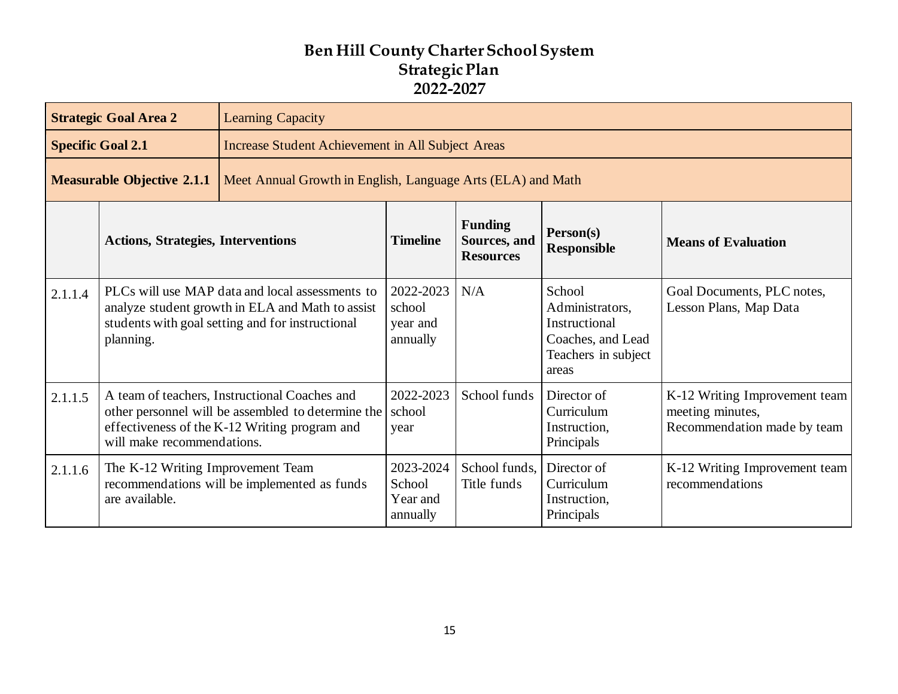# Ben Hill County Charter School System
## Strategic Plan
## 2022-2027

| **Strategic Goal Area 2** | Learning Capacity | | | | |
|---|---|---|---|---|---|
| **Specific Goal 2.1** | Increase Student Achievement in All Subject Areas | | | | |
| **Measurable Objective 2.1.1** | Meet Annual Growth in English, Language Arts (ELA) and Math | | | | |
| | **Actions, Strategies, Interventions** | **Timeline** | **Funding Sources, and Resources** | **Person(s) Responsible** | **Means of Evaluation** |
| 2.1.1.4 | PLCs will use MAP data and local assessments to analyze student growth in ELA and Math to assist students with goal setting and for instructional planning. | 2022-2023 school year and annually | N/A | School Administrators, Instructional Coaches, and Lead Teachers in subject areas | Goal Documents, PLC notes, Lesson Plans, Map Data |
| 2.1.1.5 | A team of teachers, Instructional Coaches and other personnel will be assembled to determine the effectiveness of the K-12 Writing program and will make recommendations. | 2022-2023 school year | School funds | Director of Curriculum Instruction, Principals | K-12 Writing Improvement team meeting minutes, Recommendation made by team |
| 2.1.1.6 | The K-12 Writing Improvement Team recommendations will be implemented as funds are available. | 2023-2024 School Year and annually | School funds, Title funds | Director of Curriculum Instruction, Principals | K-12 Writing Improvement team recommendations |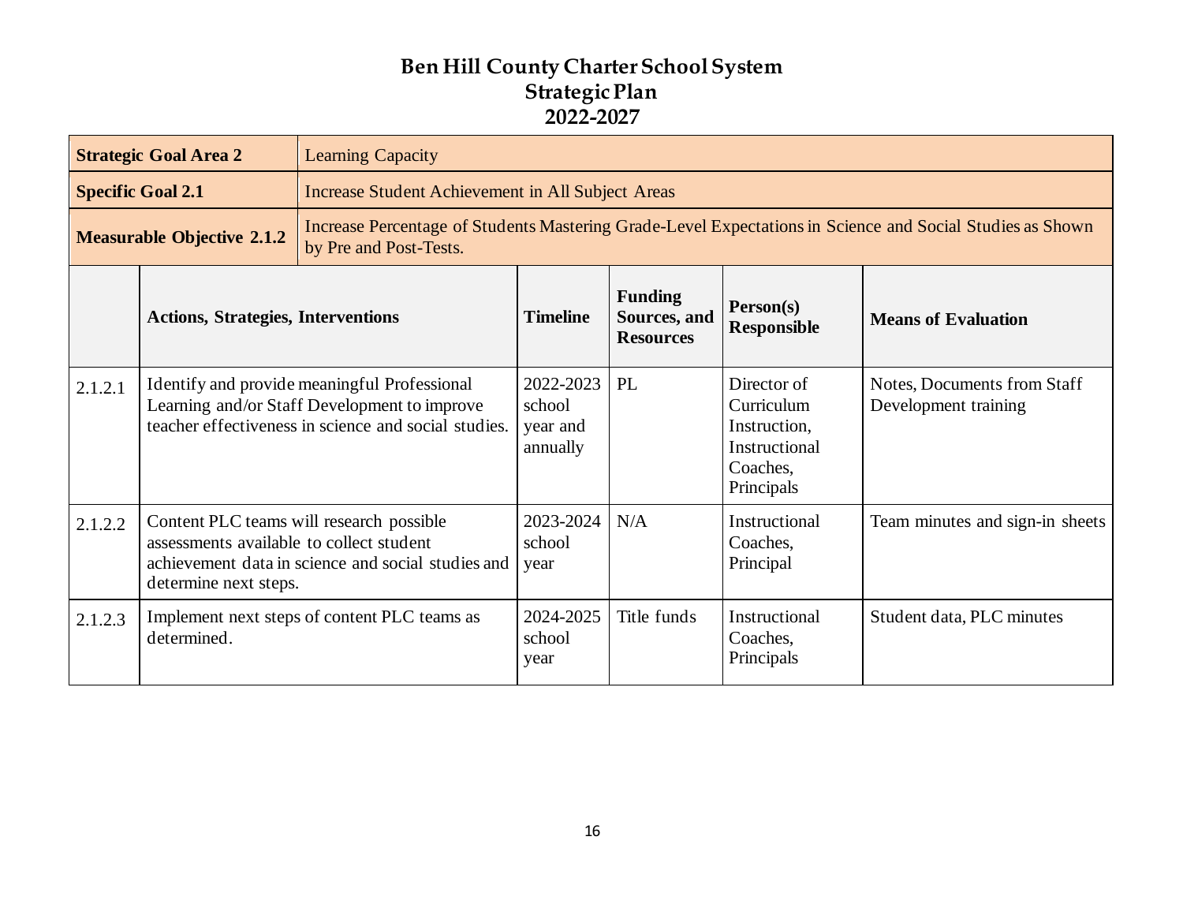# Ben Hill County Charter School System
## Strategic Plan
## 2022-2027

| **Strategic Goal Area 2** | Learning Capacity | | | | |
|---|---|---|---|---|---|
| **Specific Goal 2.1** | Increase Student Achievement in All Subject Areas | | | | |
| **Measurable Objective 2.1.2** | Increase Percentage of Students Mastering Grade-Level Expectations in Science and Social Studies as Shown by Pre and Post-Tests. | | | | |
| | **Actions, Strategies, Interventions** | **Timeline** | **Funding Sources, and Resources** | **Person(s) Responsible** | **Means of Evaluation** |
| 2.1.2.1 | Identify and provide meaningful Professional Learning and/or Staff Development to improve teacher effectiveness in science and social studies. | 2022-2023 school year and annually | PL | Director of Curriculum Instruction, Instructional Coaches, Principals | Notes, Documents from Staff Development training |
| 2.1.2.2 | Content PLC teams will research possible assessments available to collect student achievement data in science and social studies and determine next steps. | 2023-2024 school year | N/A | Instructional Coaches, Principal | Team minutes and sign-in sheets |
| 2.1.2.3 | Implement next steps of content PLC teams as determined. | 2024-2025 school year | Title funds | Instructional Coaches, Principals | Student data, PLC minutes |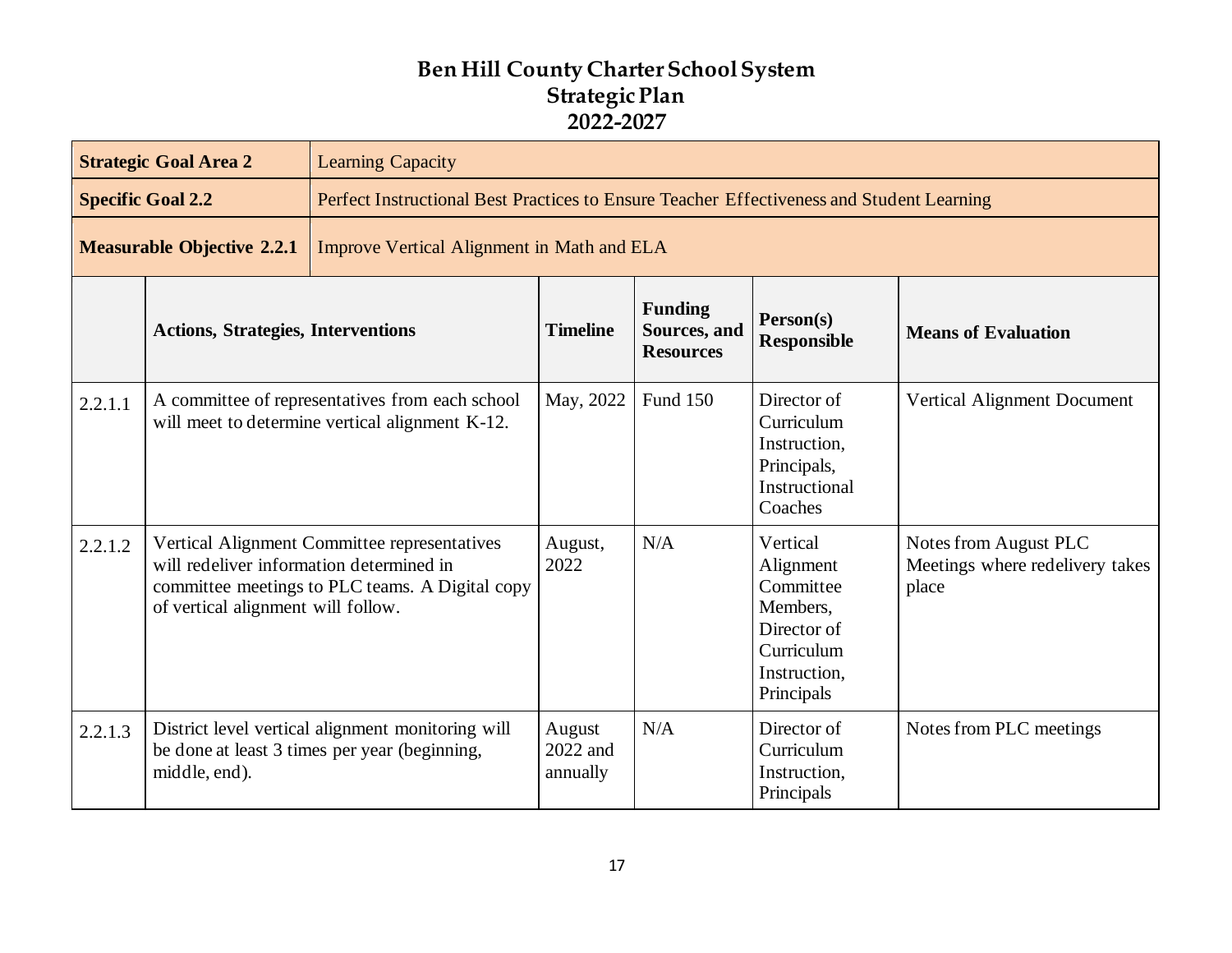# Ben Hill County Charter School System
## Strategic Plan
## 2022-2027

| **Strategic Goal Area 2** | Learning Capacity |
|---|---|
| **Specific Goal 2.2** | Perfect Instructional Best Practices to Ensure Teacher Effectiveness and Student Learning |
| **Measurable Objective 2.2.1** | Improve Vertical Alignment in Math and ELA |

| | **Actions, Strategies, Interventions** | **Timeline** | **Funding Sources, and Resources** | **Person(s) Responsible** | **Means of Evaluation** |
|---|---|---|---|---|---|
| 2.2.1.1 | A committee of representatives from each school will meet to determine vertical alignment K-12. | May, 2022 | Fund 150 | Director of Curriculum Instruction, Principals, Instructional Coaches | Vertical Alignment Document |
| 2.2.1.2 | Vertical Alignment Committee representatives will redeliver information determined in committee meetings to PLC teams. A Digital copy of vertical alignment will follow. | August, 2022 | N/A | Vertical Alignment Committee Members, Director of Curriculum Instruction, Principals | Notes from August PLC Meetings where redelivery takes place |
| 2.2.1.3 | District level vertical alignment monitoring will be done at least 3 times per year (beginning, middle, end). | August 2022 and annually | N/A | Director of Curriculum Instruction, Principals | Notes from PLC meetings |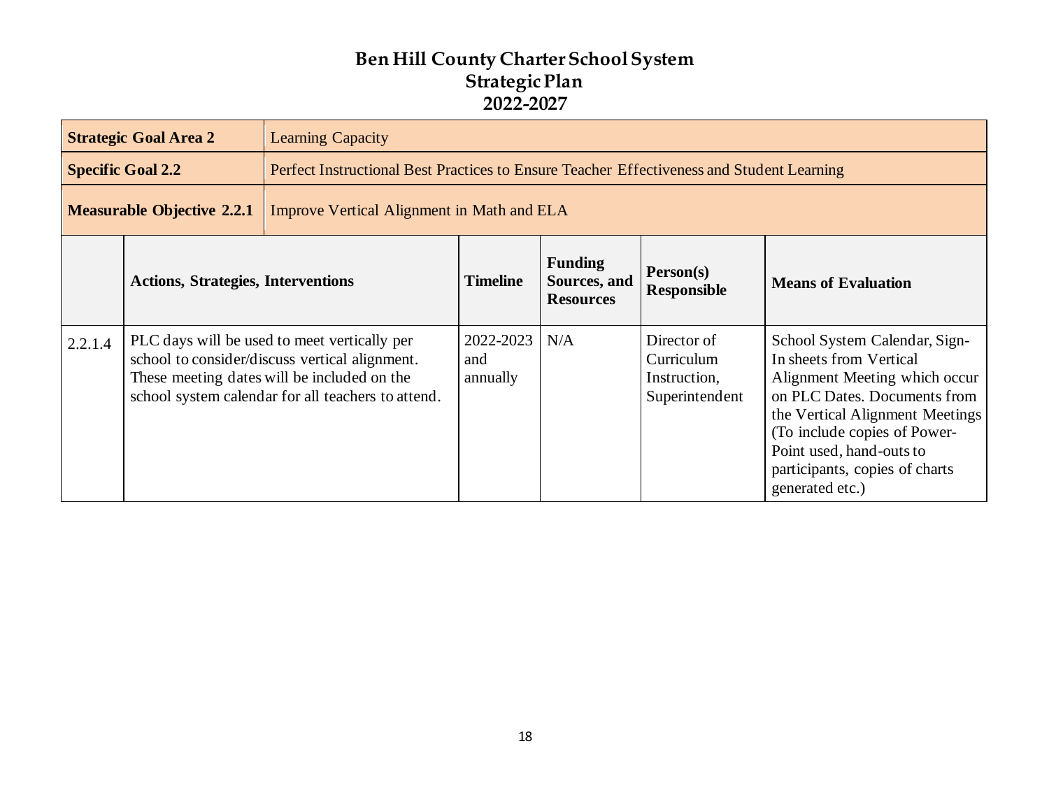# Ben Hill County Charter School System
## Strategic Plan
## 2022-2027

| Strategic Goal Area 2 | Learning Capacity | | | | |
|---|---|---|---|---|---|
| **Specific Goal 2.2** | Perfect Instructional Best Practices to Ensure Teacher Effectiveness and Student Learning | | | | |
| **Measurable Objective 2.2.1** | Improve Vertical Alignment in Math and ELA | | | | |
| | **Actions, Strategies, Interventions** | **Timeline** | **Funding Sources, and Resources** | **Person(s) Responsible** | **Means of Evaluation** |
| 2.2.1.4 | PLC days will be used to meet vertically per school to consider/discuss vertical alignment. These meeting dates will be included on the school system calendar for all teachers to attend. | 2022-2023 and annually | N/A | Director of Curriculum Instruction, Superintendent | School System Calendar, Sign-In sheets from Vertical Alignment Meeting which occur on PLC Dates. Documents from the Vertical Alignment Meetings (To include copies of Power-Point used, hand-outs to participants, copies of charts generated etc.) |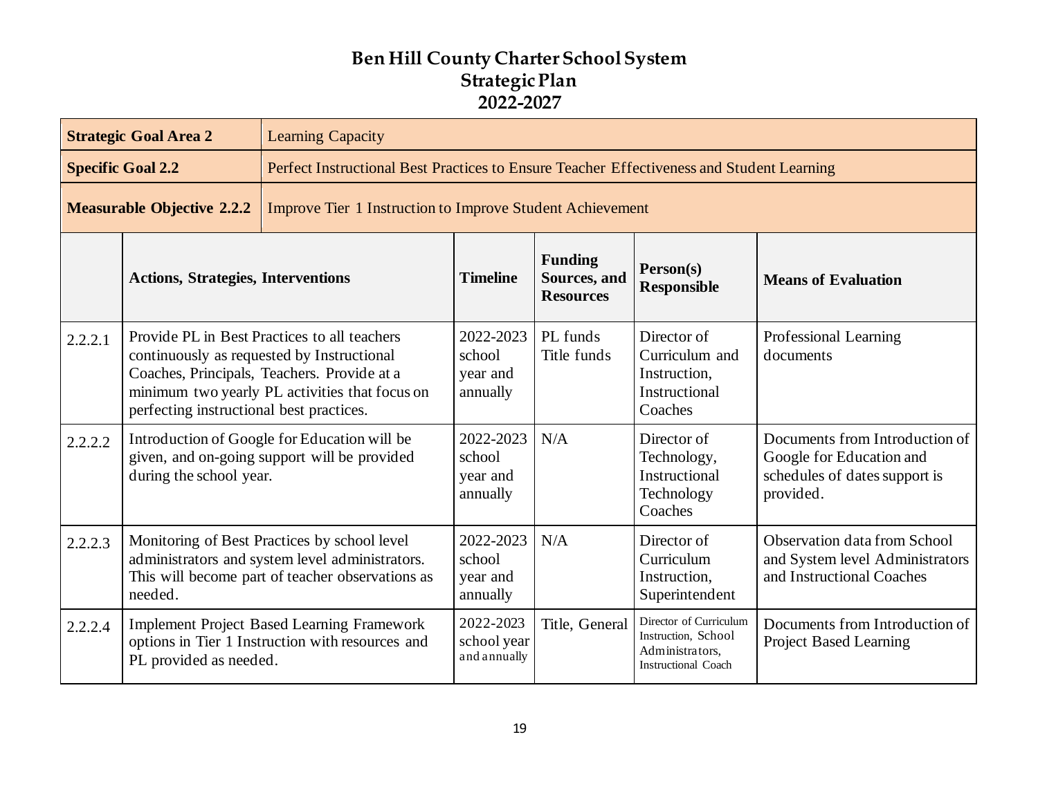# Ben Hill County Charter School System
## Strategic Plan
## 2022-2027

| **Strategic Goal Area 2** | Learning Capacity |
|---|---|
| **Specific Goal 2.2** | Perfect Instructional Best Practices to Ensure Teacher Effectiveness and Student Learning |
| **Measurable Objective 2.2.2** | Improve Tier 1 Instruction to Improve Student Achievement |

| | **Actions, Strategies, Interventions** | **Timeline** | **Funding Sources, and Resources** | **Person(s) Responsible** | **Means of Evaluation** |
|---|---|---|---|---|---|
| 2.2.2.1 | Provide PL in Best Practices to all teachers continuously as requested by Instructional Coaches, Principals, Teachers. Provide at a minimum two yearly PL activities that focus on perfecting instructional best practices. | 2022-2023 school year and annually | PL funds Title funds | Director of Curriculum and Instruction, Instructional Coaches | Professional Learning documents |
| 2.2.2.2 | Introduction of Google for Education will be given, and on-going support will be provided during the school year. | 2022-2023 school year and annually | N/A | Director of Technology, Instructional Technology Coaches | Documents from Introduction of Google for Education and schedules of dates support is provided. |
| 2.2.2.3 | Monitoring of Best Practices by school level administrators and system level administrators. This will become part of teacher observations as needed. | 2022-2023 school year and annually | N/A | Director of Curriculum Instruction, Superintendent | Observation data from School and System level Administrators and Instructional Coaches |
| 2.2.2.4 | Implement Project Based Learning Framework options in Tier 1 Instruction with resources and PL provided as needed. | 2022-2023 school year and annually | Title, General | Director of Curriculum Instruction, School Administrators, Instructional Coach | Documents from Introduction of Project Based Learning |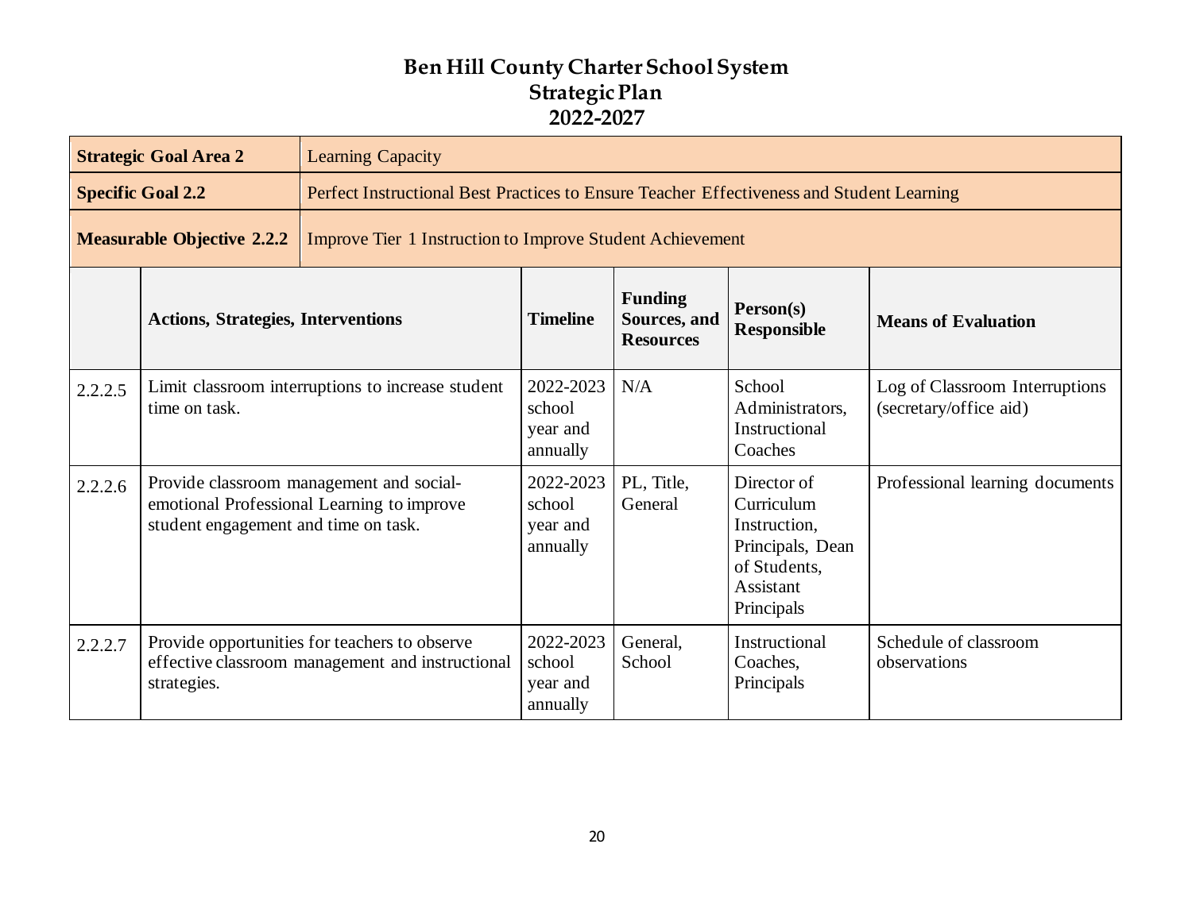# Ben Hill County Charter School System
## Strategic Plan
## 2022-2027

| **Strategic Goal Area 2** | Learning Capacity |
|---|---|
| **Specific Goal 2.2** | Perfect Instructional Best Practices to Ensure Teacher Effectiveness and Student Learning |
| **Measurable Objective 2.2.2** | Improve Tier 1 Instruction to Improve Student Achievement |

| | **Actions, Strategies, Interventions** | **Timeline** | **Funding Sources, and Resources** | **Person(s) Responsible** | **Means of Evaluation** |
|---|---|---|---|---|---|
| 2.2.2.5 | Limit classroom interruptions to increase student time on task. | 2022-2023 school year and annually | N/A | School Administrators, Instructional Coaches | Log of Classroom Interruptions (secretary/office aid) |
| 2.2.2.6 | Provide classroom management and social-emotional Professional Learning to improve student engagement and time on task. | 2022-2023 school year and annually | PL, Title, General | Director of Curriculum Instruction, Principals, Dean of Students, Assistant Principals | Professional learning documents |
| 2.2.2.7 | Provide opportunities for teachers to observe effective classroom management and instructional strategies. | 2022-2023 school year and annually | General, School | Instructional Coaches, Principals | Schedule of classroom observations |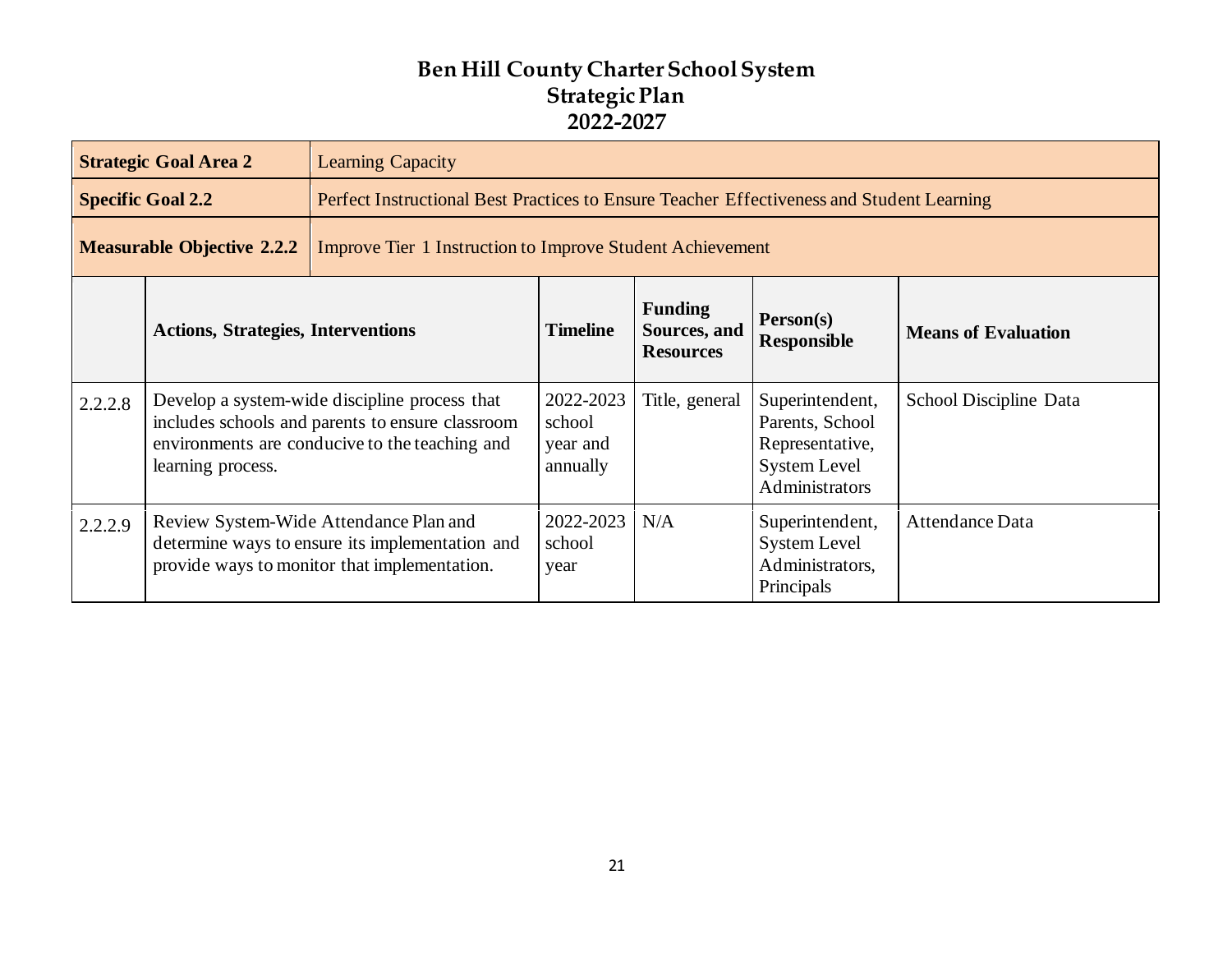# Ben Hill County Charter School System
## Strategic Plan
## 2022-2027

| **Strategic Goal Area 2** | Learning Capacity |
|---|---|
| **Specific Goal 2.2** | Perfect Instructional Best Practices to Ensure Teacher Effectiveness and Student Learning |
| **Measurable Objective 2.2.2** | Improve Tier 1 Instruction to Improve Student Achievement |

| | **Actions, Strategies, Interventions** | **Timeline** | **Funding Sources, and Resources** | **Person(s) Responsible** | **Means of Evaluation** |
|---|---|---|---|---|---|
| 2.2.2.8 | Develop a system-wide discipline process that includes schools and parents to ensure classroom environments are conducive to the teaching and learning process. | 2022-2023 school year and annually | Title, general | Superintendent, Parents, School Representative, System Level Administrators | School Discipline Data |
| 2.2.2.9 | Review System-Wide Attendance Plan and determine ways to ensure its implementation and provide ways to monitor that implementation. | 2022-2023 school year | N/A | Superintendent, System Level Administrators, Principals | Attendance Data |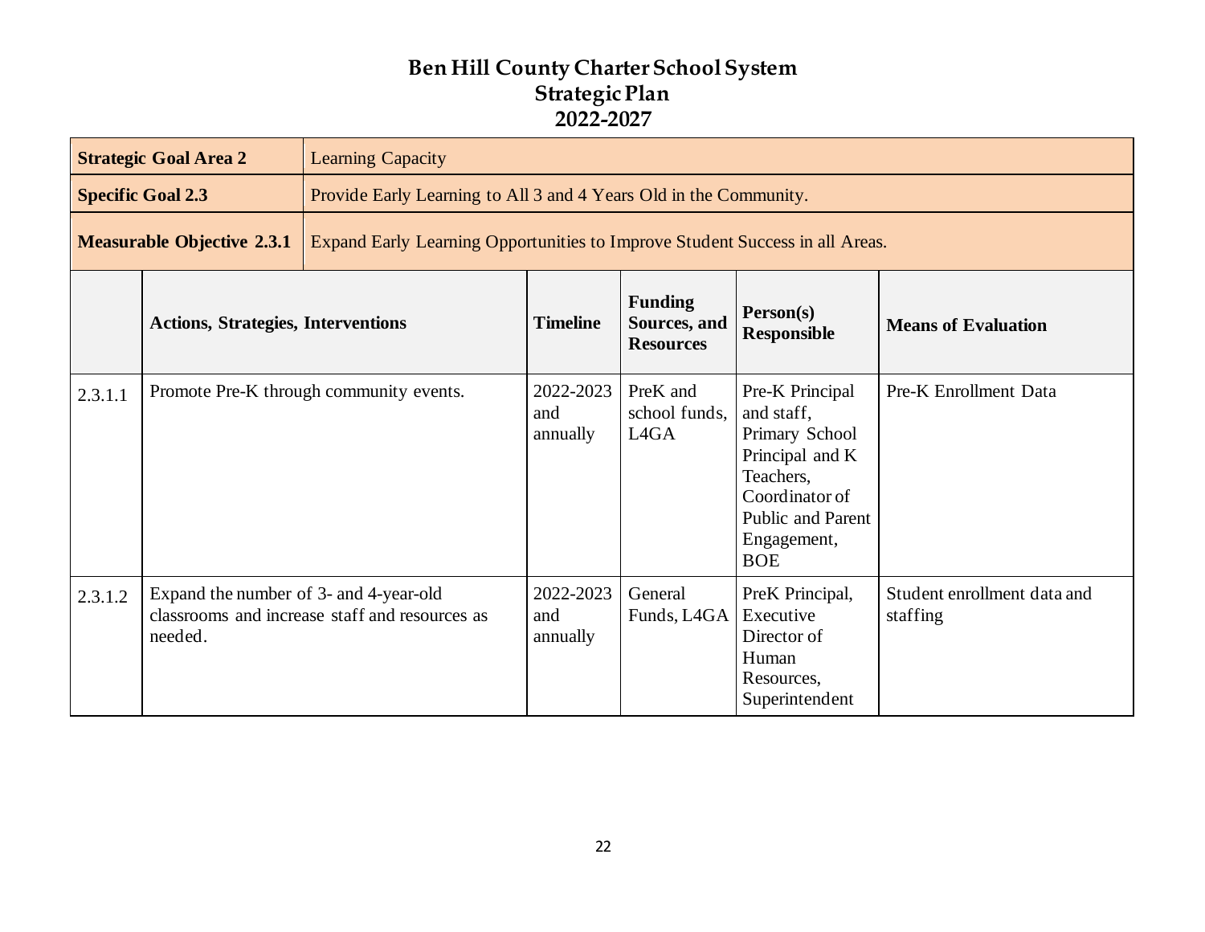# Ben Hill County Charter School System
## Strategic Plan
## 2022-2027

| **Strategic Goal Area 2** | Learning Capacity | | | | |
|---|---|---|---|---|---|
| **Specific Goal 2.3** | Provide Early Learning to All 3 and 4 Years Old in the Community. | | | | |
| **Measurable Objective 2.3.1** | Expand Early Learning Opportunities to Improve Student Success in all Areas. | | | | |
| | **Actions, Strategies, Interventions** | **Timeline** | **Funding Sources, and Resources** | **Person(s) Responsible** | **Means of Evaluation** |
| 2.3.1.1 | Promote Pre-K through community events. | 2022-2023 and annually | PreK and school funds, L4GA | Pre-K Principal and staff, Primary School Principal and K Teachers, Coordinator of Public and Parent Engagement, BOE | Pre-K Enrollment Data |
| 2.3.1.2 | Expand the number of 3- and 4-year-old classrooms and increase staff and resources as needed. | 2022-2023 and annually | General Funds, L4GA | PreK Principal, Executive Director of Human Resources, Superintendent | Student enrollment data and staffing |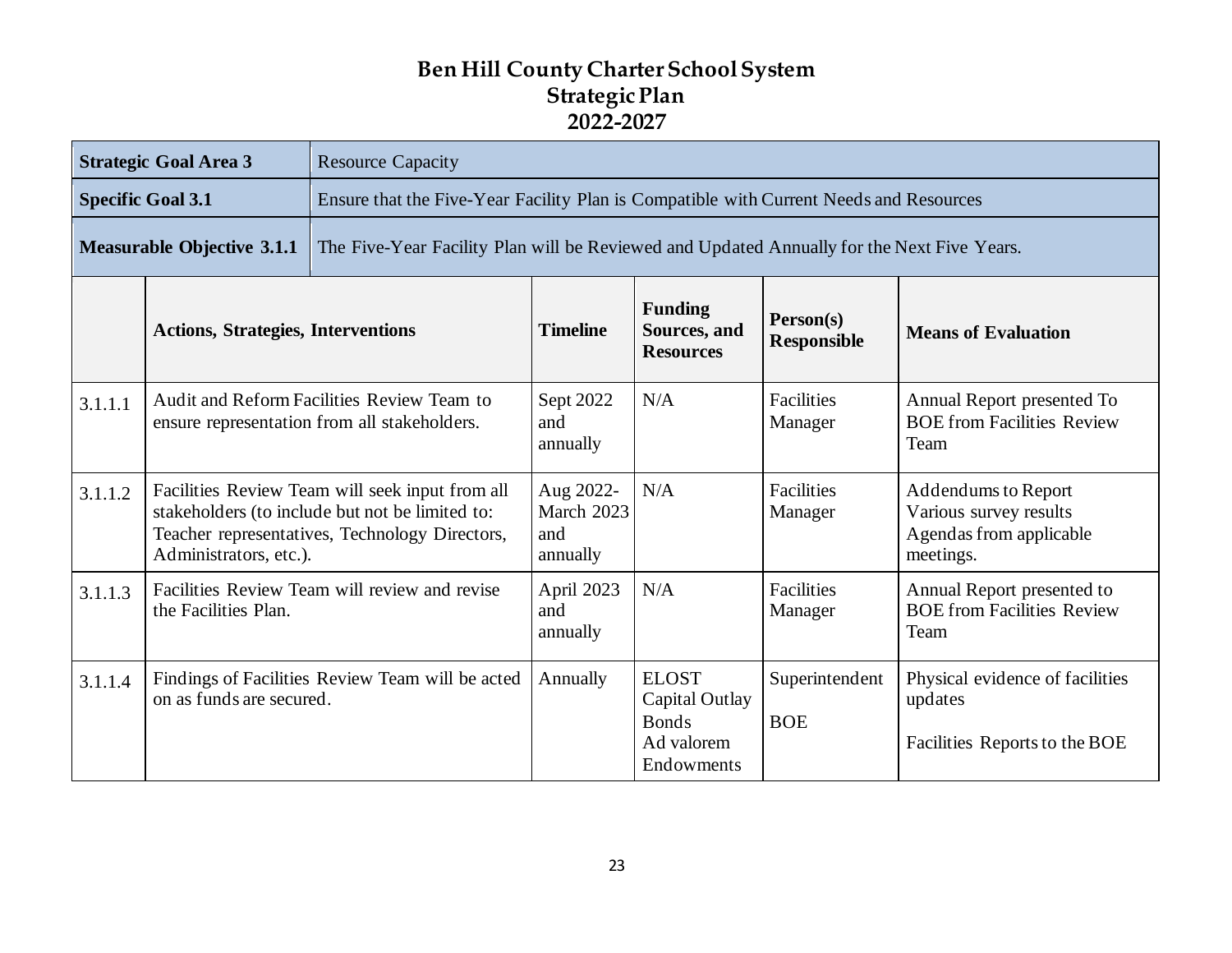# Ben Hill County Charter School System
## Strategic Plan
## 2022-2027

| **Strategic Goal Area 3** | Resource Capacity | | | | |
|---|---|---|---|---|---|
| **Specific Goal 3.1** | Ensure that the Five-Year Facility Plan is Compatible with Current Needs and Resources | | | | |
| **Measurable Objective 3.1.1** | The Five-Year Facility Plan will be Reviewed and Updated Annually for the Next Five Years. | | | | |

| | **Actions, Strategies, Interventions** | **Timeline** | **Funding Sources, and Resources** | **Person(s) Responsible** | **Means of Evaluation** |
|---|---|---|---|---|---|
| 3.1.1.1 | Audit and Reform Facilities Review Team to ensure representation from all stakeholders. | Sept 2022 and annually | N/A | Facilities Manager | Annual Report presented To BOE from Facilities Review Team |
| 3.1.1.2 | Facilities Review Team will seek input from all stakeholders (to include but not be limited to: Teacher representatives, Technology Directors, Administrators, etc.). | Aug 2022- March 2023 and annually | N/A | Facilities Manager | Addendums to Report<br>Various survey results<br>Agendas from applicable meetings. |
| 3.1.1.3 | Facilities Review Team will review and revise the Facilities Plan. | April 2023 and annually | N/A | Facilities Manager | Annual Report presented to BOE from Facilities Review Team |
| 3.1.1.4 | Findings of Facilities Review Team will be acted on as funds are secured. | Annually | ELOST<br>Capital Outlay<br>Bonds<br>Ad valorem<br>Endowments | Superintendent<br><br>BOE | Physical evidence of facilities updates<br><br>Facilities Reports to the BOE |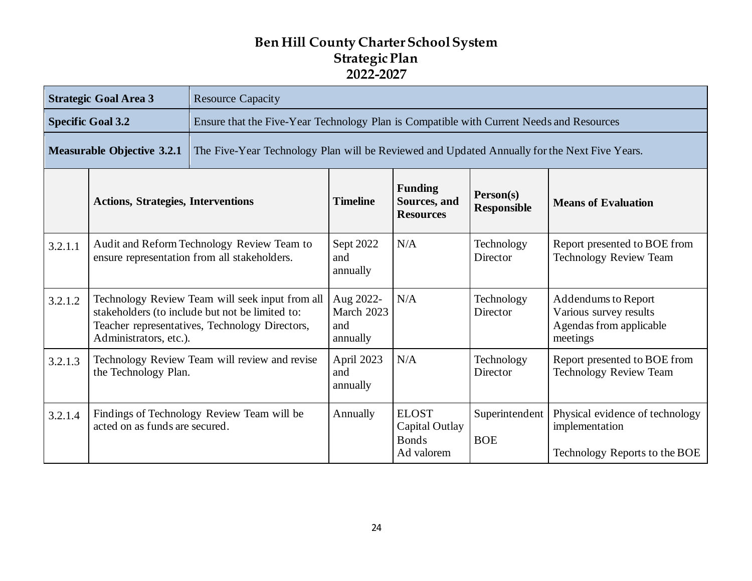# Ben Hill County Charter School System
## Strategic Plan
## 2022-2027

| **Strategic Goal Area 3** | Resource Capacity |
|---|---|
| **Specific Goal 3.2** | Ensure that the Five-Year Technology Plan is Compatible with Current Needs and Resources |
| **Measurable Objective 3.2.1** | The Five-Year Technology Plan will be Reviewed and Updated Annually for the Next Five Years. |

| | **Actions, Strategies, Interventions** | **Timeline** | **Funding Sources, and Resources** | **Person(s) Responsible** | **Means of Evaluation** |
|---|---|---|---|---|---|
| 3.2.1.1 | Audit and Reform Technology Review Team to ensure representation from all stakeholders. | Sept 2022 and annually | N/A | Technology Director | Report presented to BOE from Technology Review Team |
| 3.2.1.2 | Technology Review Team will seek input from all stakeholders (to include but not be limited to: Teacher representatives, Technology Directors, Administrators, etc.). | Aug 2022-March 2023 and annually | N/A | Technology Director | Addendums to Report<br>Various survey results<br>Agendas from applicable meetings |
| 3.2.1.3 | Technology Review Team will review and revise the Technology Plan. | April 2023 and annually | N/A | Technology Director | Report presented to BOE from Technology Review Team |
| 3.2.1.4 | Findings of Technology Review Team will be acted on as funds are secured. | Annually | ELOST<br>Capital Outlay<br>Bonds<br>Ad valorem | Superintendent<br><br>BOE | Physical evidence of technology implementation<br><br>Technology Reports to the BOE |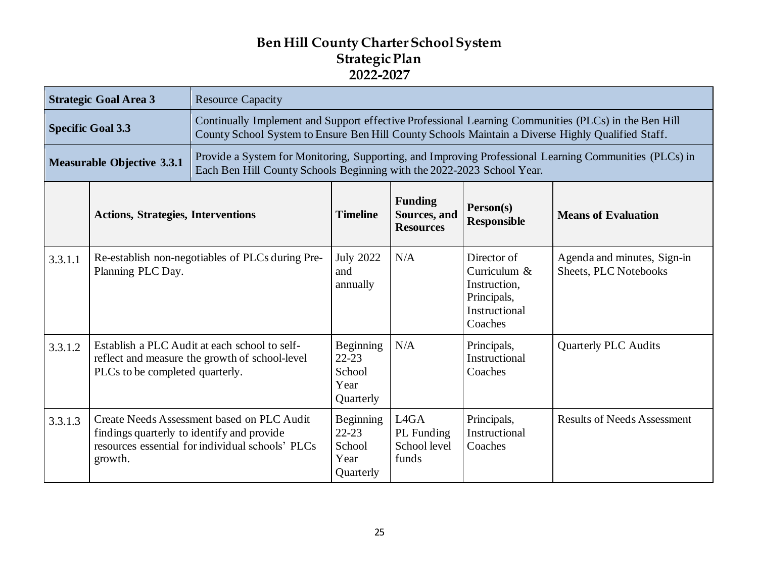# Ben Hill County Charter School System
## Strategic Plan
## 2022-2027

| **Strategic Goal Area 3** | Resource Capacity |
|---|---|
| **Specific Goal 3.3** | Continually Implement and Support effective Professional Learning Communities (PLCs) in the Ben Hill County School System to Ensure Ben Hill County Schools Maintain a Diverse Highly Qualified Staff. |
| **Measurable Objective 3.3.1** | Provide a System for Monitoring, Supporting, and Improving Professional Learning Communities (PLCs) in Each Ben Hill County Schools Beginning with the 2022-2023 School Year. |

| | **Actions, Strategies, Interventions** | **Timeline** | **Funding Sources, and Resources** | **Person(s) Responsible** | **Means of Evaluation** |
|---|---|---|---|---|---|
| 3.3.1.1 | Re-establish non-negotiables of PLCs during Pre-Planning PLC Day. | July 2022 and annually | N/A | Director of Curriculum & Instruction, Principals, Instructional Coaches | Agenda and minutes, Sign-in Sheets, PLC Notebooks |
| 3.3.1.2 | Establish a PLC Audit at each school to self-reflect and measure the growth of school-level PLCs to be completed quarterly. | Beginning 22-23 School Year Quarterly | N/A | Principals, Instructional Coaches | Quarterly PLC Audits |
| 3.3.1.3 | Create Needs Assessment based on PLC Audit findings quarterly to identify and provide resources essential for individual schools' PLCs growth. | Beginning 22-23 School Year Quarterly | L4GA PL Funding School level funds | Principals, Instructional Coaches | Results of Needs Assessment |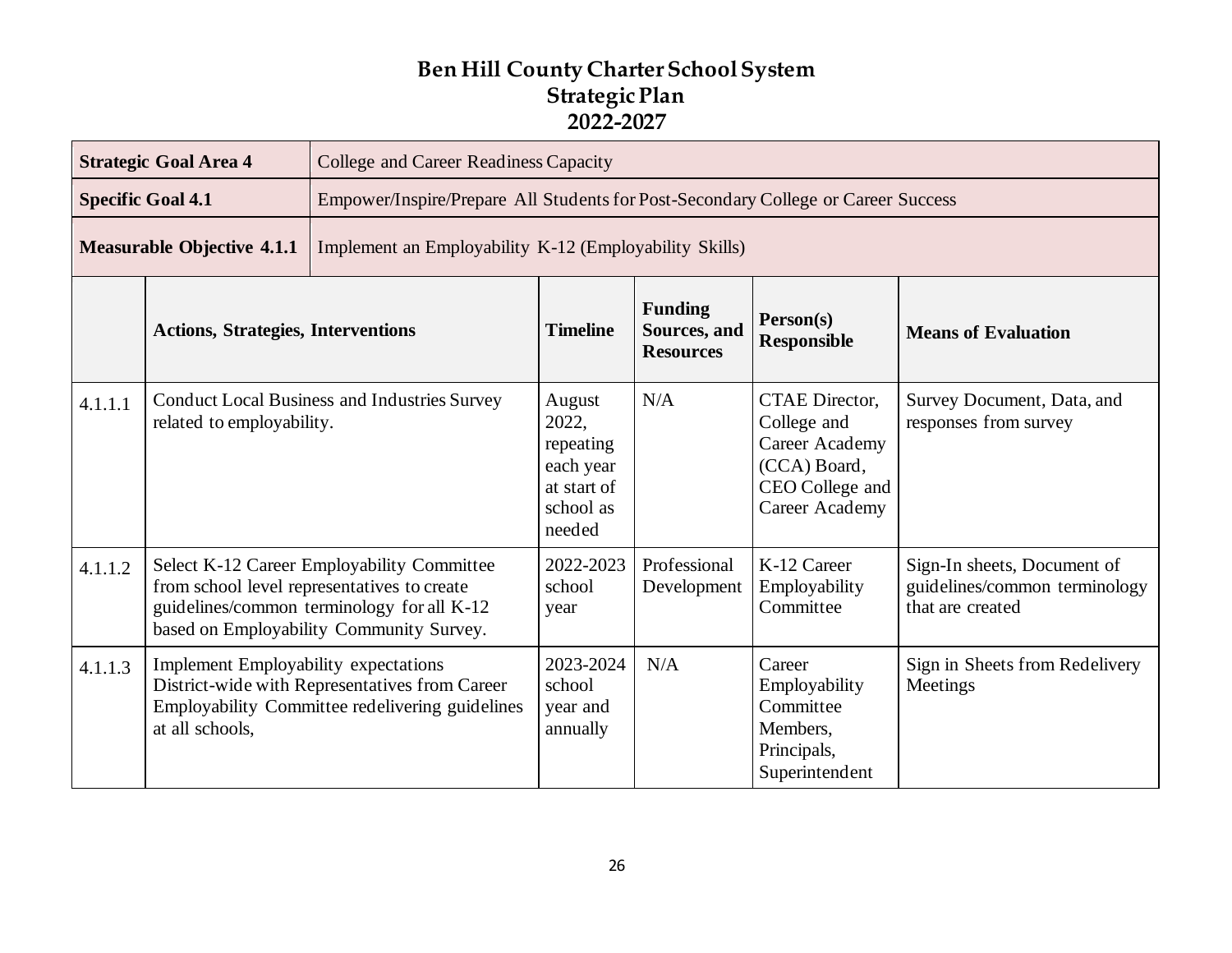# Ben Hill County Charter School System
# Strategic Plan
# 2022-2027

| **Strategic Goal Area 4** | College and Career Readiness Capacity | | | | |
|---|---|---|---|---|---|
| **Specific Goal 4.1** | Empower/Inspire/Prepare All Students for Post-Secondary College or Career Success | | | | |
| **Measurable Objective 4.1.1** | Implement an Employability K-12 (Employability Skills) | | | | |
| | **Actions, Strategies, Interventions** | **Timeline** | **Funding Sources, and Resources** | **Person(s) Responsible** | **Means of Evaluation** |
| 4.1.1.1 | Conduct Local Business and Industries Survey related to employability. | August 2022, repeating each year at start of school as needed | N/A | CTAE Director, College and Career Academy (CCA) Board, CEO College and Career Academy | Survey Document, Data, and responses from survey |
| 4.1.1.2 | Select K-12 Career Employability Committee from school level representatives to create guidelines/common terminology for all K-12 based on Employability Community Survey. | 2022-2023 school year | Professional Development | K-12 Career Employability Committee | Sign-In sheets, Document of guidelines/common terminology that are created |
| 4.1.1.3 | Implement Employability expectations District-wide with Representatives from Career Employability Committee redelivering guidelines at all schools, | 2023-2024 school year and annually | N/A | Career Employability Committee Members, Principals, Superintendent | Sign in Sheets from Redelivery Meetings |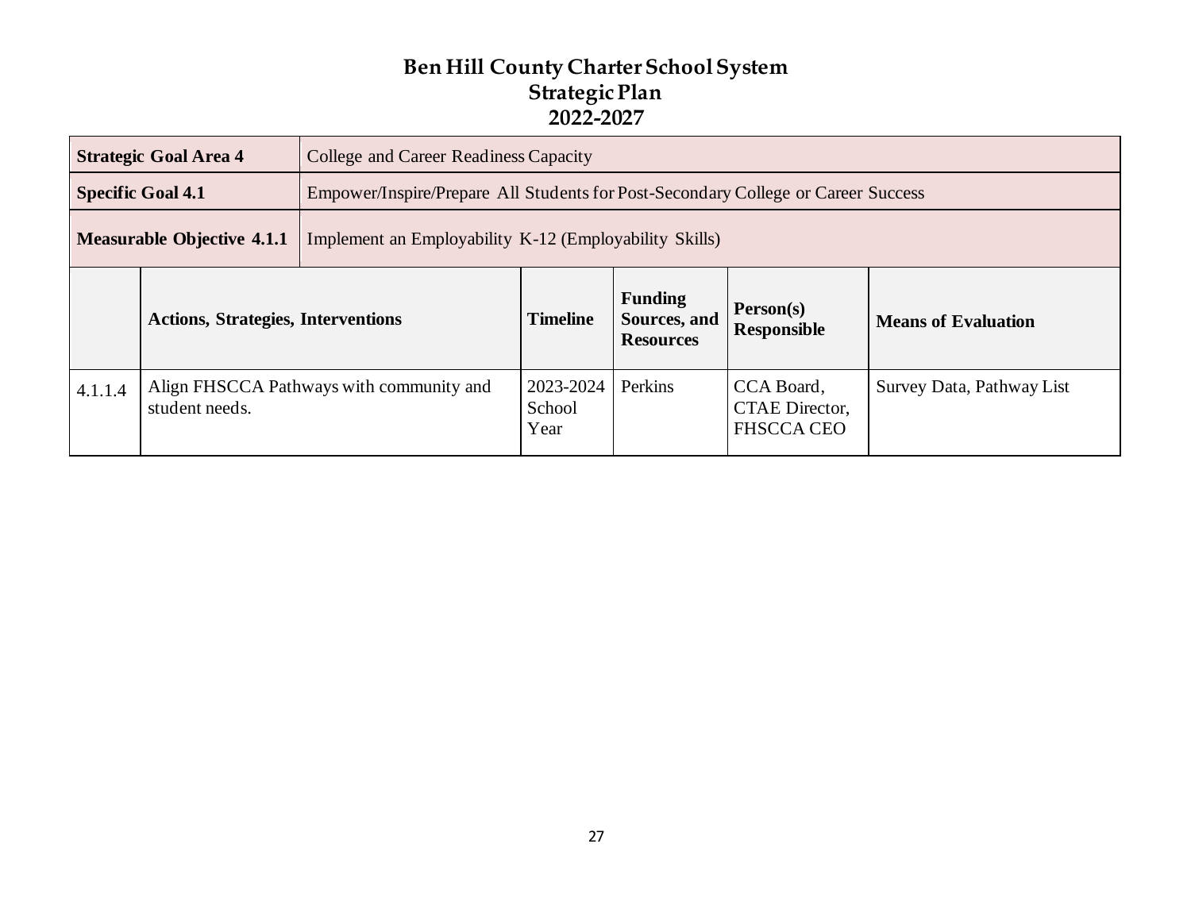# Ben Hill County Charter School System
## Strategic Plan
## 2022-2027

| **Strategic Goal Area 4** | College and Career Readiness Capacity |
|---|---|
| **Specific Goal 4.1** | Empower/Inspire/Prepare All Students for Post-Secondary College or Career Success |
| **Measurable Objective 4.1.1** | Implement an Employability K-12 (Employability Skills) |

| | **Actions, Strategies, Interventions** | **Timeline** | **Funding Sources, and Resources** | **Person(s) Responsible** | **Means of Evaluation** |
|---|---|---|---|---|---|
| 4.1.1.4 | Align FHSCCA Pathways with community and student needs. | 2023-2024 School Year | Perkins | CCA Board, CTAE Director, FHSCCA CEO | Survey Data, Pathway List |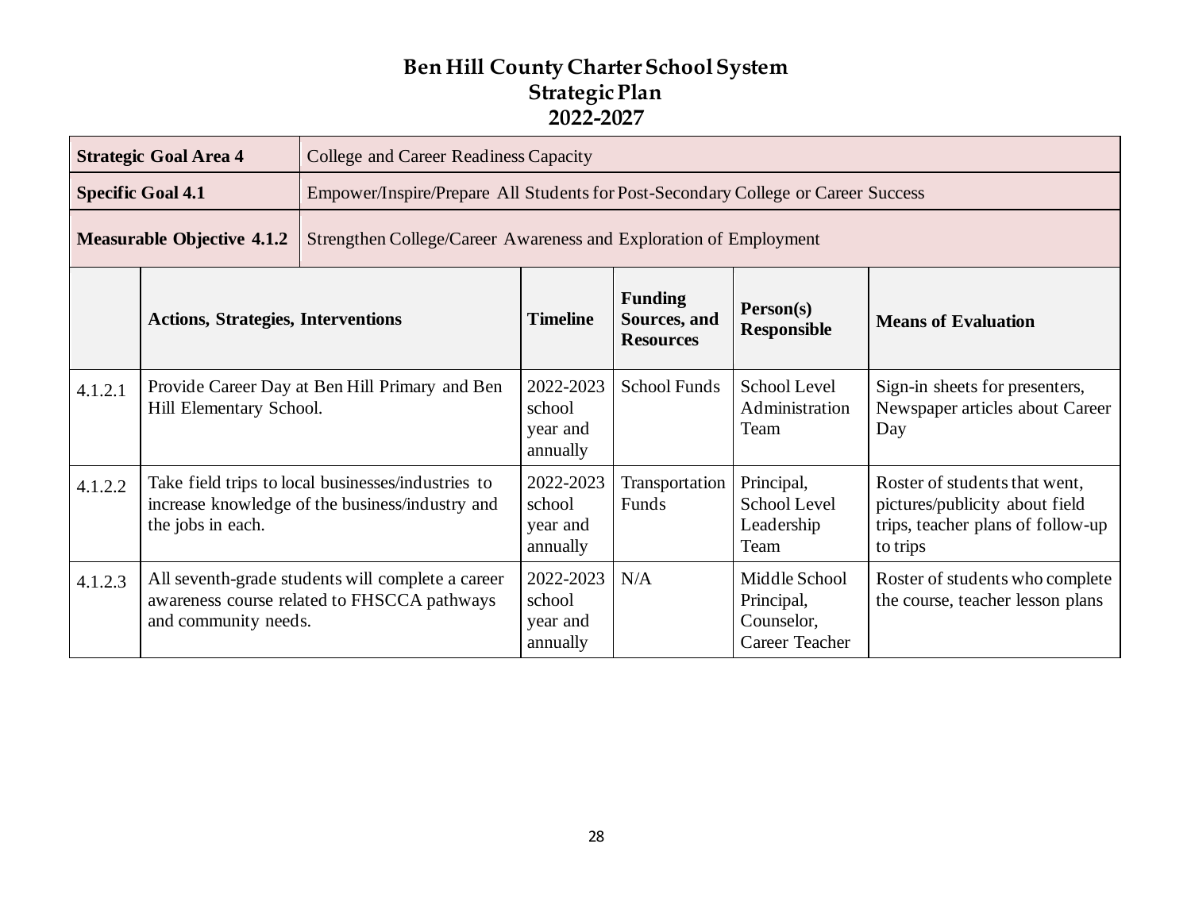# Ben Hill County Charter School System
## Strategic Plan
## 2022-2027

| Strategic Goal Area 4 | College and Career Readiness Capacity |
|---|---|
| **Specific Goal 4.1** | Empower/Inspire/Prepare All Students for Post-Secondary College or Career Success |
| **Measurable Objective 4.1.2** | Strengthen College/Career Awareness and Exploration of Employment |

| | Actions, Strategies, Interventions | Timeline | Funding Sources, and Resources | Person(s) Responsible | Means of Evaluation |
|---|---|---|---|---|---|
| 4.1.2.1 | Provide Career Day at Ben Hill Primary and Ben Hill Elementary School. | 2022-2023 school year and annually | School Funds | School Level Administration Team | Sign-in sheets for presenters, Newspaper articles about Career Day |
| 4.1.2.2 | Take field trips to local businesses/industries to increase knowledge of the business/industry and the jobs in each. | 2022-2023 school year and annually | Transportation Funds | Principal, School Level Leadership Team | Roster of students that went, pictures/publicity about field trips, teacher plans of follow-up to trips |
| 4.1.2.3 | All seventh-grade students will complete a career awareness course related to FHSCCA pathways and community needs. | 2022-2023 school year and annually | N/A | Middle School Principal, Counselor, Career Teacher | Roster of students who complete the course, teacher lesson plans |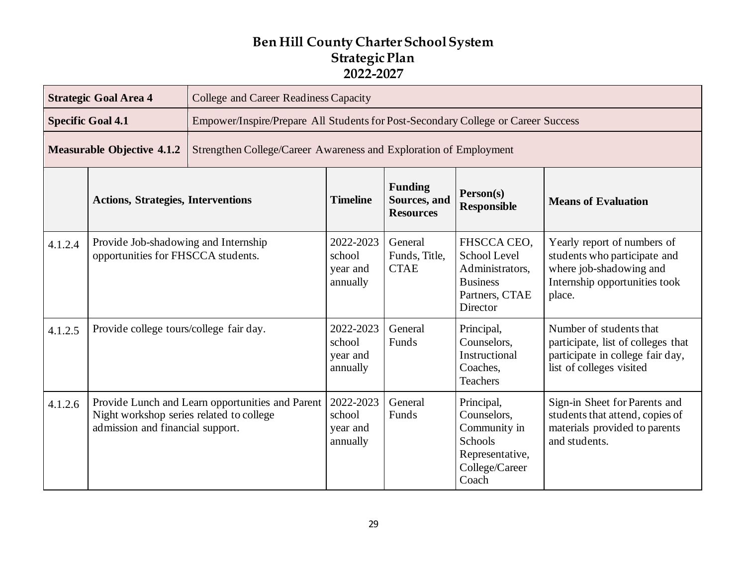# Ben Hill County Charter School System
## Strategic Plan
## 2022-2027

| **Strategic Goal Area 4** | College and Career Readiness Capacity | | | | |
|---|---|---|---|---|---|
| **Specific Goal 4.1** | Empower/Inspire/Prepare All Students for Post-Secondary College or Career Success | | | | |
| **Measurable Objective 4.1.2** | Strengthen College/Career Awareness and Exploration of Employment | | | | |
| | **Actions, Strategies, Interventions** | **Timeline** | **Funding Sources, and Resources** | **Person(s) Responsible** | **Means of Evaluation** |
| 4.1.2.4 | Provide Job-shadowing and Internship opportunities for FHSCCA students. | 2022-2023 school year and annually | General Funds, Title, CTAE | FHSCCA CEO, School Level Administrators, Business Partners, CTAE Director | Yearly report of numbers of students who participate and where job-shadowing and Internship opportunities took place. |
| 4.1.2.5 | Provide college tours/college fair day. | 2022-2023 school year and annually | General Funds | Principal, Counselors, Instructional Coaches, Teachers | Number of students that participate, list of colleges that participate in college fair day, list of colleges visited |
| 4.1.2.6 | Provide Lunch and Learn opportunities and Parent Night workshop series related to college admission and financial support. | 2022-2023 school year and annually | General Funds | Principal, Counselors, Community in Schools Representative, College/Career Coach | Sign-in Sheet for Parents and students that attend, copies of materials provided to parents and students. |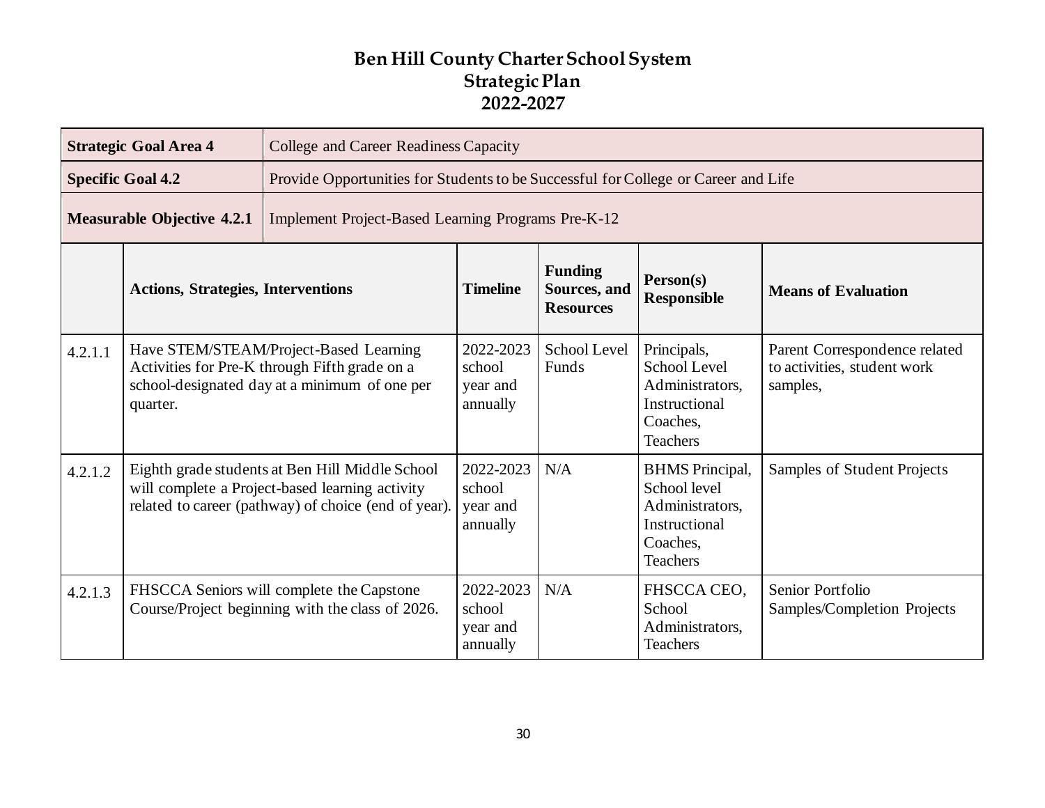# Ben Hill County Charter School System
## Strategic Plan
## 2022-2027

| **Strategic Goal Area 4** | College and Career Readiness Capacity | | | | |
|---|---|---|---|---|---|
| **Specific Goal 4.2** | Provide Opportunities for Students to be Successful for College or Career and Life | | | | |
| **Measurable Objective 4.2.1** | Implement Project-Based Learning Programs Pre-K-12 | | | | |
| | **Actions, Strategies, Interventions** | **Timeline** | **Funding Sources, and Resources** | **Person(s) Responsible** | **Means of Evaluation** |
| 4.2.1.1 | Have STEM/STEAM/Project-Based Learning Activities for Pre-K through Fifth grade on a school-designated day at a minimum of one per quarter. | 2022-2023 school year and annually | School Level Funds | Principals, School Level Administrators, Instructional Coaches, Teachers | Parent Correspondence related to activities, student work samples, |
| 4.2.1.2 | Eighth grade students at Ben Hill Middle School will complete a Project-based learning activity related to career (pathway) of choice (end of year). | 2022-2023 school year and annually | N/A | BHMS Principal, School level Administrators, Instructional Coaches, Teachers | Samples of Student Projects |
| 4.2.1.3 | FHSCCA Seniors will complete the Capstone Course/Project beginning with the class of 2026. | 2022-2023 school year and annually | N/A | FHSCCA CEO, School Administrators, Teachers | Senior Portfolio Samples/Completion Projects |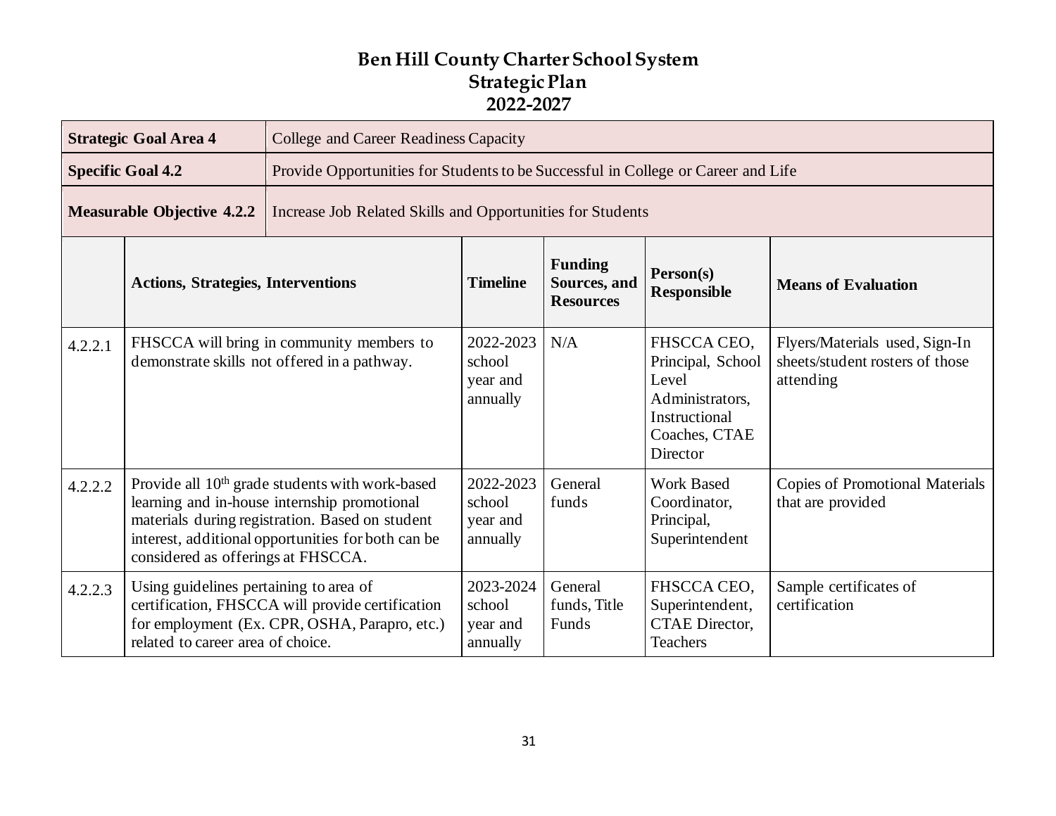# Ben Hill County Charter School System
## Strategic Plan
## 2022-2027

| | | | | | |
|---|---|---|---|---|---|
| **Strategic Goal Area 4** | College and Career Readiness Capacity | | | | |
| **Specific Goal 4.2** | Provide Opportunities for Students to be Successful in College or Career and Life | | | | |
| **Measurable Objective 4.2.2** | Increase Job Related Skills and Opportunities for Students | | | | |
| | **Actions, Strategies, Interventions** | **Timeline** | **Funding Sources, and Resources** | **Person(s) Responsible** | **Means of Evaluation** |
| 4.2.2.1 | FHSCCA will bring in community members to demonstrate skills not offered in a pathway. | 2022-2023 school year and annually | N/A | FHSCCA CEO, Principal, School Level Administrators, Instructional Coaches, CTAE Director | Flyers/Materials used, Sign-In sheets/student rosters of those attending |
| 4.2.2.2 | Provide all 10th grade students with work-based learning and in-house internship promotional materials during registration. Based on student interest, additional opportunities for both can be considered as offerings at FHSCCA. | 2022-2023 school year and annually | General funds | Work Based Coordinator, Principal, Superintendent | Copies of Promotional Materials that are provided |
| 4.2.2.3 | Using guidelines pertaining to area of certification, FHSCCA will provide certification for employment (Ex. CPR, OSHA, Parapro, etc.) related to career area of choice. | 2023-2024 school year and annually | General funds, Title Funds | FHSCCA CEO, Superintendent, CTAE Director, Teachers | Sample certificates of certification |